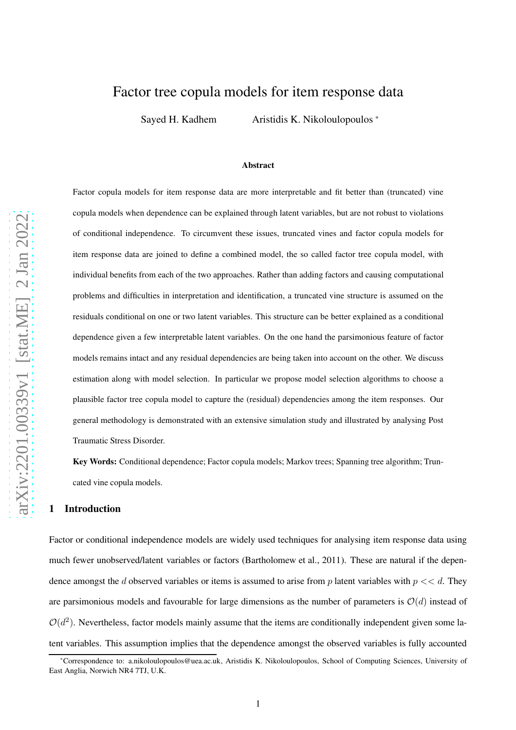# Factor tree copula models for item response data

Sayed H. Kadhem     Aristidis K. Nikoloulopoulos [*]

### Abstract

Factor copula models for item response data are more interpretable and fit better than (truncated) vine copula models when dependence can be explained through latent variables, but are not robust to violations of conditional independence. To circumvent these issues, truncated vines and factor copula models for item response data are joined to define a combined model, the so called factor tree copula model, with individual benefits from each of the two approaches. Rather than adding factors and causing computational problems and difficulties in interpretation and identification, a truncated vine structure is assumed on the residuals conditional on one or two latent variables. This structure can be better explained as a conditional dependence given a few interpretable latent variables. On the one hand the parsimonious feature of factor models remains intact and any residual dependencies are being taken into account on the other. We discuss estimation along with model selection. In particular we propose model selection algorithms to choose a plausible factor tree copula model to capture the (residual) dependencies among the item responses. Our general methodology is demonstrated with an extensive simulation study and illustrated by analysing Post Traumatic Stress Disorder.

**Key Words:** Conditional dependence; Factor copula models; Markov trees; Spanning tree algorithm; Truncated vine copula models.

## 1 Introduction

Factor or conditional independence models are widely used techniques for analysing item response data using much fewer unobserved/latent variables or factors (Bartholomew et al., 2011). These are natural if the dependence amongst the $d$ observed variables or items is assumed to arise from $p$ latent variables with $p << d$. They are parsimonious models and favourable for large dimensions as the number of parameters is $\mathcal{O}(d)$ instead of $\mathcal{O}(d^2)$. Nevertheless, factor models mainly assume that the items are conditionally independent given some latent variables. This assumption implies that the dependence amongst the observed variables is fully accounted

[*]Correspondence to: a.nikoloulopoulos@uea.ac.uk, Aristidis K. Nikoloulopoulos, School of Computing Sciences, University of East Anglia, Norwich NR4 7TJ, U.K.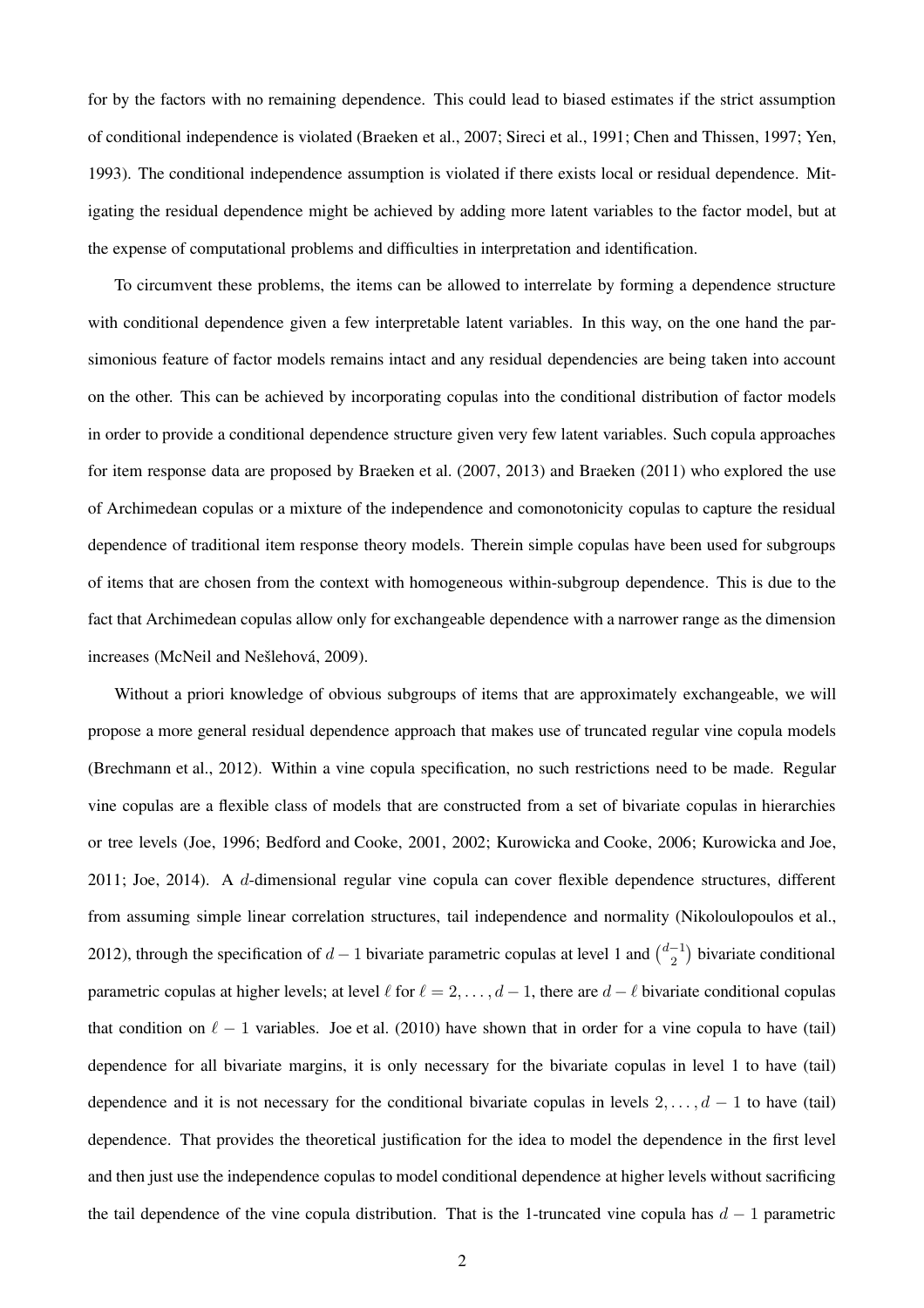for by the factors with no remaining dependence. This could lead to biased estimates if the strict assumption of conditional independence is violated (Braeken et al., 2007; Sireci et al., 1991; Chen and Thissen, 1997; Yen, 1993). The conditional independence assumption is violated if there exists local or residual dependence. Mitigating the residual dependence might be achieved by adding more latent variables to the factor model, but at the expense of computational problems and difficulties in interpretation and identification.

To circumvent these problems, the items can be allowed to interrelate by forming a dependence structure with conditional dependence given a few interpretable latent variables. In this way, on the one hand the parsimonious feature of factor models remains intact and any residual dependencies are being taken into account on the other. This can be achieved by incorporating copulas into the conditional distribution of factor models in order to provide a conditional dependence structure given very few latent variables. Such copula approaches for item response data are proposed by Braeken et al. (2007, 2013) and Braeken (2011) who explored the use of Archimedean copulas or a mixture of the independence and comonotonicity copulas to capture the residual dependence of traditional item response theory models. Therein simple copulas have been used for subgroups of items that are chosen from the context with homogeneous within-subgroup dependence. This is due to the fact that Archimedean copulas allow only for exchangeable dependence with a narrower range as the dimension increases (McNeil and Nešlehová, 2009).

Without a priori knowledge of obvious subgroups of items that are approximately exchangeable, we will propose a more general residual dependence approach that makes use of truncated regular vine copula models (Brechmann et al., 2012). Within a vine copula specification, no such restrictions need to be made. Regular vine copulas are a flexible class of models that are constructed from a set of bivariate copulas in hierarchies or tree levels (Joe, 1996; Bedford and Cooke, 2001, 2002; Kurowicka and Cooke, 2006; Kurowicka and Joe, 2011; Joe, 2014). A $d$-dimensional regular vine copula can cover flexible dependence structures, different from assuming simple linear correlation structures, tail independence and normality (Nikoloulopoulos et al., 2012), through the specification of $d-1$ bivariate parametric copulas at level 1 and $\binom{d-1}{2}$ bivariate conditional parametric copulas at higher levels; at level $\ell$ for $\ell = 2, \ldots, d-1$, there are $d - \ell$ bivariate conditional copulas that condition on $\ell - 1$ variables. Joe et al. (2010) have shown that in order for a vine copula to have (tail) dependence for all bivariate margins, it is only necessary for the bivariate copulas in level 1 to have (tail) dependence and it is not necessary for the conditional bivariate copulas in levels $2, \ldots, d-1$ to have (tail) dependence. That provides the theoretical justification for the idea to model the dependence in the first level and then just use the independence copulas to model conditional dependence at higher levels without sacrificing the tail dependence of the vine copula distribution. That is the 1-truncated vine copula has $d-1$ parametric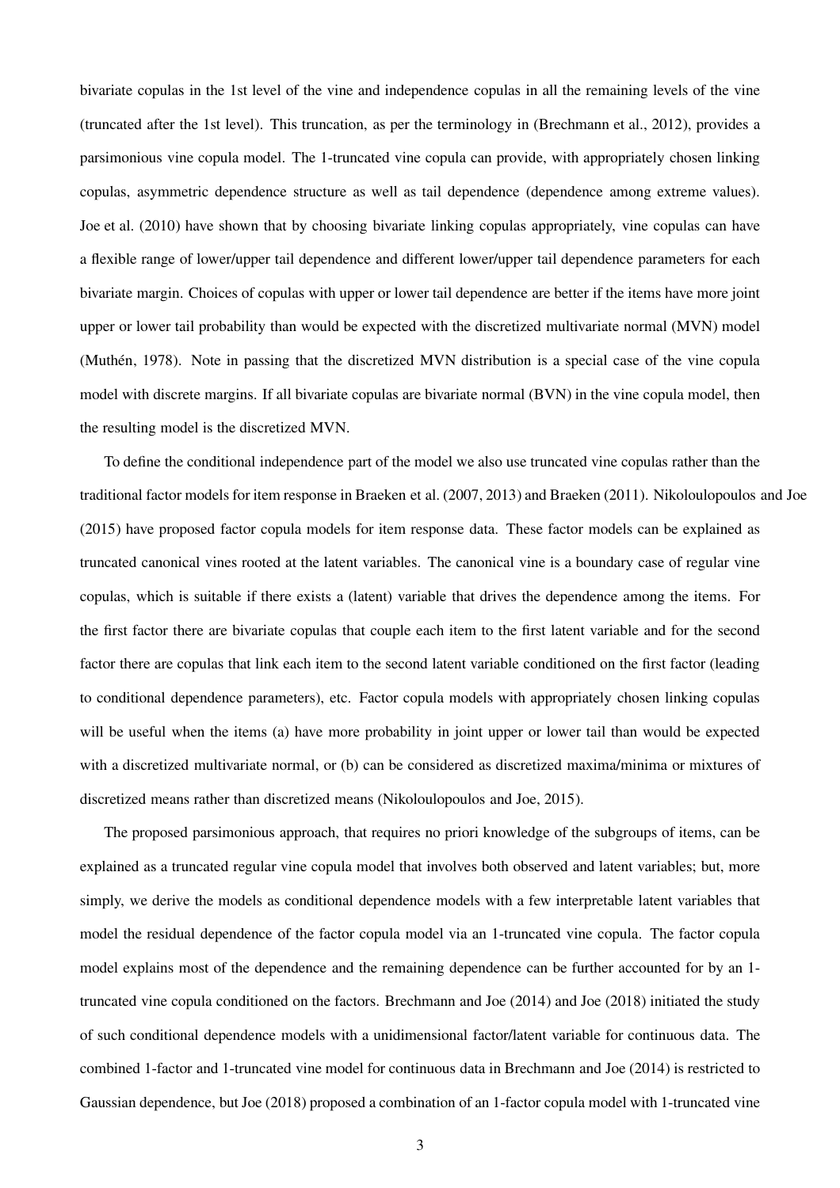bivariate copulas in the 1st level of the vine and independence copulas in all the remaining levels of the vine (truncated after the 1st level). This truncation, as per the terminology in (Brechmann et al., 2012), provides a parsimonious vine copula model. The 1-truncated vine copula can provide, with appropriately chosen linking copulas, asymmetric dependence structure as well as tail dependence (dependence among extreme values). Joe et al. (2010) have shown that by choosing bivariate linking copulas appropriately, vine copulas can have a flexible range of lower/upper tail dependence and different lower/upper tail dependence parameters for each bivariate margin. Choices of copulas with upper or lower tail dependence are better if the items have more joint upper or lower tail probability than would be expected with the discretized multivariate normal (MVN) model (Muthén, 1978). Note in passing that the discretized MVN distribution is a special case of the vine copula model with discrete margins. If all bivariate copulas are bivariate normal (BVN) in the vine copula model, then the resulting model is the discretized MVN.

To define the conditional independence part of the model we also use truncated vine copulas rather than the traditional factor models for item response in Braeken et al. (2007, 2013) and Braeken (2011). Nikoloulopoulos and Joe (2015) have proposed factor copula models for item response data. These factor models can be explained as truncated canonical vines rooted at the latent variables. The canonical vine is a boundary case of regular vine copulas, which is suitable if there exists a (latent) variable that drives the dependence among the items. For the first factor there are bivariate copulas that couple each item to the first latent variable and for the second factor there are copulas that link each item to the second latent variable conditioned on the first factor (leading to conditional dependence parameters), etc. Factor copula models with appropriately chosen linking copulas will be useful when the items (a) have more probability in joint upper or lower tail than would be expected with a discretized multivariate normal, or (b) can be considered as discretized maxima/minima or mixtures of discretized means rather than discretized means (Nikoloulopoulos and Joe, 2015).

The proposed parsimonious approach, that requires no priori knowledge of the subgroups of items, can be explained as a truncated regular vine copula model that involves both observed and latent variables; but, more simply, we derive the models as conditional dependence models with a few interpretable latent variables that model the residual dependence of the factor copula model via an 1-truncated vine copula. The factor copula model explains most of the dependence and the remaining dependence can be further accounted for by an 1-truncated vine copula conditioned on the factors. Brechmann and Joe (2014) and Joe (2018) initiated the study of such conditional dependence models with a unidimensional factor/latent variable for continuous data. The combined 1-factor and 1-truncated vine model for continuous data in Brechmann and Joe (2014) is restricted to Gaussian dependence, but Joe (2018) proposed a combination of an 1-factor copula model with 1-truncated vine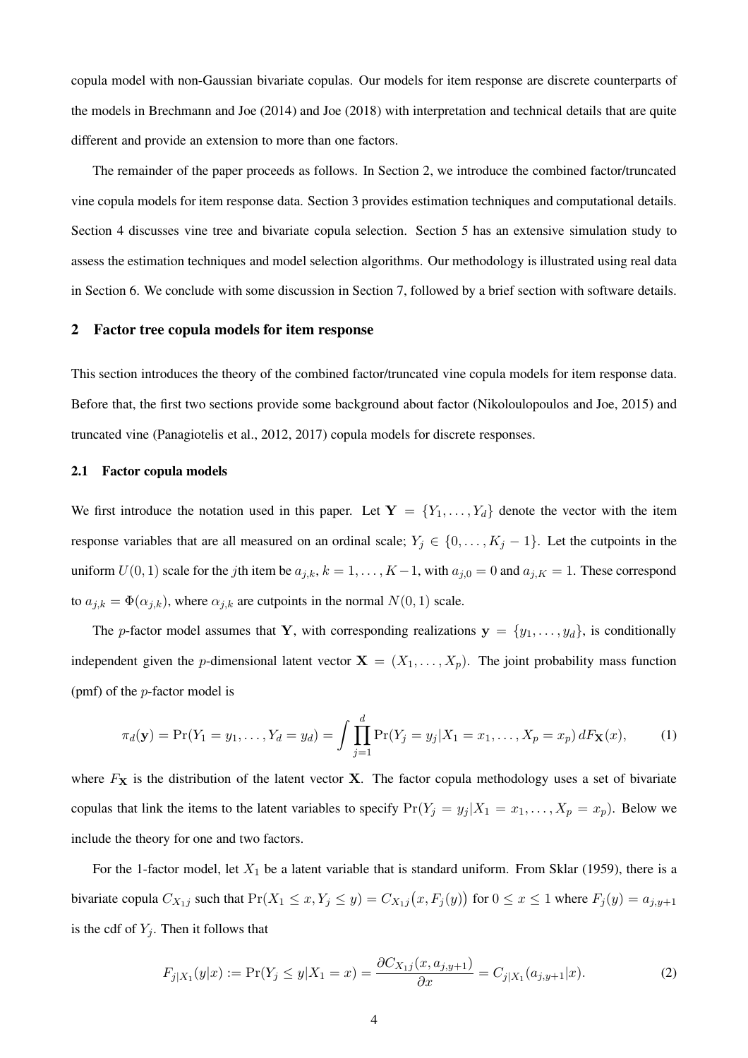copula model with non-Gaussian bivariate copulas. Our models for item response are discrete counterparts of the models in Brechmann and Joe (2014) and Joe (2018) with interpretation and technical details that are quite different and provide an extension to more than one factors.

The remainder of the paper proceeds as follows. In Section 2, we introduce the combined factor/truncated vine copula models for item response data. Section 3 provides estimation techniques and computational details. Section 4 discusses vine tree and bivariate copula selection. Section 5 has an extensive simulation study to assess the estimation techniques and model selection algorithms. Our methodology is illustrated using real data in Section 6. We conclude with some discussion in Section 7, followed by a brief section with software details.

## 2 Factor tree copula models for item response

This section introduces the theory of the combined factor/truncated vine copula models for item response data. Before that, the first two sections provide some background about factor (Nikoloulopoulos and Joe, 2015) and truncated vine (Panagiotelis et al., 2012, 2017) copula models for discrete responses.

### 2.1 Factor copula models

We first introduce the notation used in this paper. Let $\mathbf{Y} = \{Y_1, \ldots, Y_d\}$ denote the vector with the item response variables that are all measured on an ordinal scale; $Y_j \in \{0, \ldots, K_j - 1\}$. Let the cutpoints in the uniform $U(0, 1)$ scale for the $j$th item be $a_{j,k}$, $k = 1, \ldots, K-1$, with $a_{j,0} = 0$ and $a_{j,K} = 1$. These correspond to $a_{j,k} = \Phi(\alpha_{j,k})$, where $\alpha_{j,k}$ are cutpoints in the normal $N(0, 1)$ scale.

The $p$-factor model assumes that $\mathbf{Y}$, with corresponding realizations $\mathbf{y} = \{y_1, \ldots, y_d\}$, is conditionally independent given the $p$-dimensional latent vector $\mathbf{X} = (X_1, \ldots, X_p)$. The joint probability mass function (pmf) of the $p$-factor model is

$$\pi_d(\mathbf{y}) = \Pr(Y_1 = y_1, \ldots, Y_d = y_d) = \int \prod_{j=1}^{d} \Pr(Y_j = y_j | X_1 = x_1, \ldots, X_p = x_p) \, dF_{\mathbf{X}}(x), \tag{1}$$

where $F_{\mathbf{X}}$ is the distribution of the latent vector $\mathbf{X}$. The factor copula methodology uses a set of bivariate copulas that link the items to the latent variables to specify $\Pr(Y_j = y_j | X_1 = x_1, \ldots, X_p = x_p)$. Below we include the theory for one and two factors.

For the 1-factor model, let $X_1$ be a latent variable that is standard uniform. From Sklar (1959), there is a bivariate copula $C_{X_1 j}$ such that $\Pr(X_1 \leq x, Y_j \leq y) = C_{X_1 j}\big(x, F_j(y)\big)$ for $0 \leq x \leq 1$ where $F_j(y) = a_{j,y+1}$ is the cdf of $Y_j$. Then it follows that

$$F_{j|X_1}(y|x) := \Pr(Y_j \leq y | X_1 = x) = \frac{\partial C_{X_1 j}(x, a_{j,y+1})}{\partial x} = C_{j|X_1}(a_{j,y+1}|x). \tag{2}$$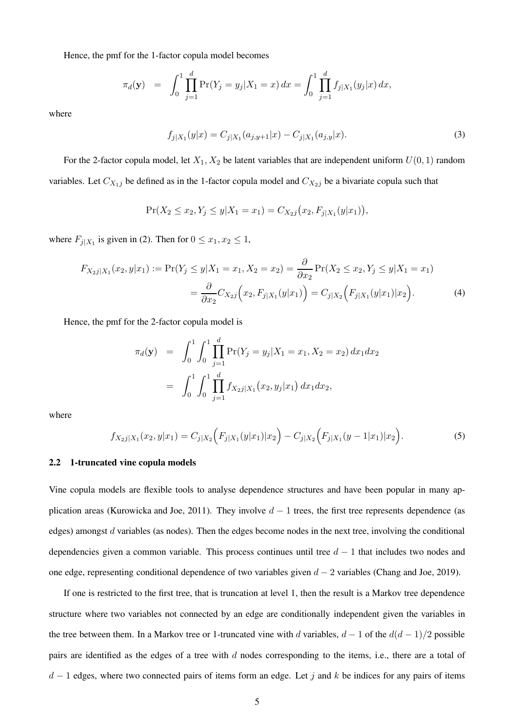Hence, the pmf for the 1-factor copula model becomes

$$\pi_d(\mathbf{y}) \;=\; \int_0^1 \prod_{j=1}^d \Pr(Y_j = y_j | X_1 = x)\, dx = \int_0^1 \prod_{j=1}^d f_{j|X_1}(y_j|x)\, dx,$$

where

$$f_{j|X_1}(y|x) = C_{j|X_1}(a_{j,y+1}|x) - C_{j|X_1}(a_{j,y}|x). \tag{3}$$

For the 2-factor copula model, let $X_1, X_2$ be latent variables that are independent uniform $U(0,1)$ random variables. Let $C_{X_1 j}$ be defined as in the 1-factor copula model and $C_{X_2 j}$ be a bivariate copula such that

$$\Pr(X_2 \le x_2, Y_j \le y | X_1 = x_1) = C_{X_2 j}\big(x_2, F_{j|X_1}(y|x_1)\big),$$

where $F_{j|X_1}$ is given in (2). Then for $0 \le x_1, x_2 \le 1$,

$$\begin{aligned} F_{X_2 j|X_1}(x_2, y|x_1) := \Pr(Y_j \le y | X_1 = x_1, X_2 = x_2) &= \frac{\partial}{\partial x_2} \Pr(X_2 \le x_2, Y_j \le y | X_1 = x_1) \\ &= \frac{\partial}{\partial x_2} C_{X_2 j}\Big(x_2, F_{j|X_1}(y|x_1)\Big) = C_{j|X_2}\Big(F_{j|X_1}(y|x_1)|x_2\Big). \end{aligned} \tag{4}$$

Hence, the pmf for the 2-factor copula model is

$$\begin{aligned} \pi_d(\mathbf{y}) &= \int_0^1 \int_0^1 \prod_{j=1}^d \Pr(Y_j = y_j | X_1 = x_1, X_2 = x_2)\, dx_1 dx_2 \\ &= \int_0^1 \int_0^1 \prod_{j=1}^d f_{X_2 j|X_1}\big(x_2, y_j|x_1\big)\, dx_1 dx_2, \end{aligned}$$

where

$$f_{X_2 j|X_1}(x_2, y|x_1) = C_{j|X_2}\Big(F_{j|X_1}(y|x_1)|x_2\Big) - C_{j|X_2}\Big(F_{j|X_1}(y-1|x_1)|x_2\Big). \tag{5}$$

## 2.2 1-truncated vine copula models

Vine copula models are flexible tools to analyse dependence structures and have been popular in many application areas (Kurowicka and Joe, 2011). They involve $d-1$ trees, the first tree represents dependence (as edges) amongst $d$ variables (as nodes). Then the edges become nodes in the next tree, involving the conditional dependencies given a common variable. This process continues until tree $d-1$ that includes two nodes and one edge, representing conditional dependence of two variables given $d-2$ variables (Chang and Joe, 2019).

If one is restricted to the first tree, that is truncation at level 1, then the result is a Markov tree dependence structure where two variables not connected by an edge are conditionally independent given the variables in the tree between them. In a Markov tree or 1-truncated vine with $d$ variables, $d-1$ of the $d(d-1)/2$ possible pairs are identified as the edges of a tree with $d$ nodes corresponding to the items, i.e., there are a total of $d-1$ edges, where two connected pairs of items form an edge. Let $j$ and $k$ be indices for any pairs of items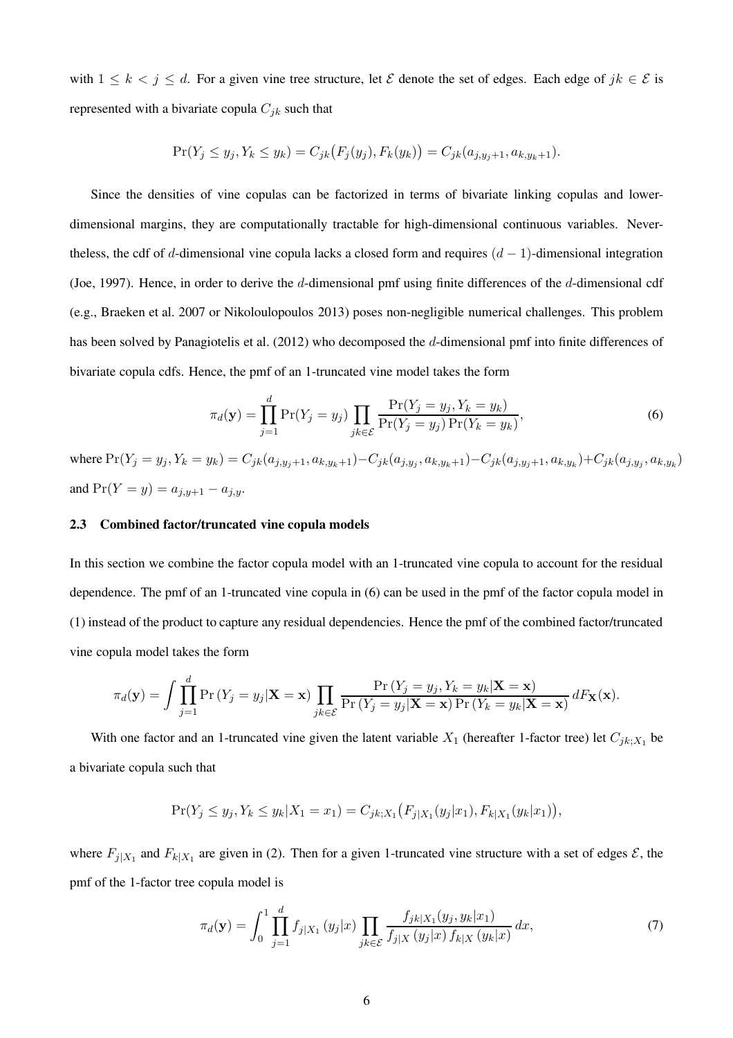with $1 \leq k < j \leq d$. For a given vine tree structure, let $\mathcal{E}$ denote the set of edges. Each edge of $jk \in \mathcal{E}$ is represented with a bivariate copula $C_{jk}$ such that

$$\Pr(Y_j \leq y_j, Y_k \leq y_k) = C_{jk}\big(F_j(y_j), F_k(y_k)\big) = C_{jk}(a_{j,y_j+1}, a_{k,y_k+1}).$$

Since the densities of vine copulas can be factorized in terms of bivariate linking copulas and lower-dimensional margins, they are computationally tractable for high-dimensional continuous variables. Nevertheless, the cdf of $d$-dimensional vine copula lacks a closed form and requires $(d-1)$-dimensional integration (Joe, 1997). Hence, in order to derive the $d$-dimensional pmf using finite differences of the $d$-dimensional cdf (e.g., Braeken et al. 2007 or Nikoloulopoulos 2013) poses non-negligible numerical challenges. This problem has been solved by Panagiotelis et al. (2012) who decomposed the $d$-dimensional pmf into finite differences of bivariate copula cdfs. Hence, the pmf of an 1-truncated vine model takes the form

$$\pi_d(\mathbf{y}) = \prod_{j=1}^{d} \Pr(Y_j = y_j) \prod_{jk \in \mathcal{E}} \frac{\Pr(Y_j = y_j, Y_k = y_k)}{\Pr(Y_j = y_j)\Pr(Y_k = y_k)}, \tag{6}$$

where $\Pr(Y_j = y_j, Y_k = y_k) = C_{jk}(a_{j,y_j+1}, a_{k,y_k+1}) - C_{jk}(a_{j,y_j}, a_{k,y_k+1}) - C_{jk}(a_{j,y_j+1}, a_{k,y_k}) + C_{jk}(a_{j,y_j}, a_{k,y_k})$ and $\Pr(Y = y) = a_{j,y+1} - a_{j,y}$.

### 2.3 Combined factor/truncated vine copula models

In this section we combine the factor copula model with an 1-truncated vine copula to account for the residual dependence. The pmf of an 1-truncated vine copula in (6) can be used in the pmf of the factor copula model in (1) instead of the product to capture any residual dependencies. Hence the pmf of the combined factor/truncated vine copula model takes the form

$$\pi_d(\mathbf{y}) = \int \prod_{j=1}^{d} \Pr\left(Y_j = y_j | \mathbf{X} = \mathbf{x}\right) \prod_{jk \in \mathcal{E}} \frac{\Pr\left(Y_j = y_j, Y_k = y_k | \mathbf{X} = \mathbf{x}\right)}{\Pr\left(Y_j = y_j | \mathbf{X} = \mathbf{x}\right)\Pr\left(Y_k = y_k | \mathbf{X} = \mathbf{x}\right)}\, dF_{\mathbf{X}}(\mathbf{x}).$$

With one factor and an 1-truncated vine given the latent variable $X_1$ (hereafter 1-factor tree) let $C_{jk;X_1}$ be a bivariate copula such that

$$\Pr(Y_j \leq y_j, Y_k \leq y_k | X_1 = x_1) = C_{jk;X_1}\big(F_{j|X_1}(y_j|x_1), F_{k|X_1}(y_k|x_1)\big),$$

where $F_{j|X_1}$ and $F_{k|X_1}$ are given in (2). Then for a given 1-truncated vine structure with a set of edges $\mathcal{E}$, the pmf of the 1-factor tree copula model is

$$\pi_d(\mathbf{y}) = \int_0^1 \prod_{j=1}^{d} f_{j|X_1}\left(y_j|x\right) \prod_{jk \in \mathcal{E}} \frac{f_{jk|X_1}(y_j, y_k|x_1)}{f_{j|X}\left(y_j|x\right) f_{k|X}\left(y_k|x\right)}\, dx, \tag{7}$$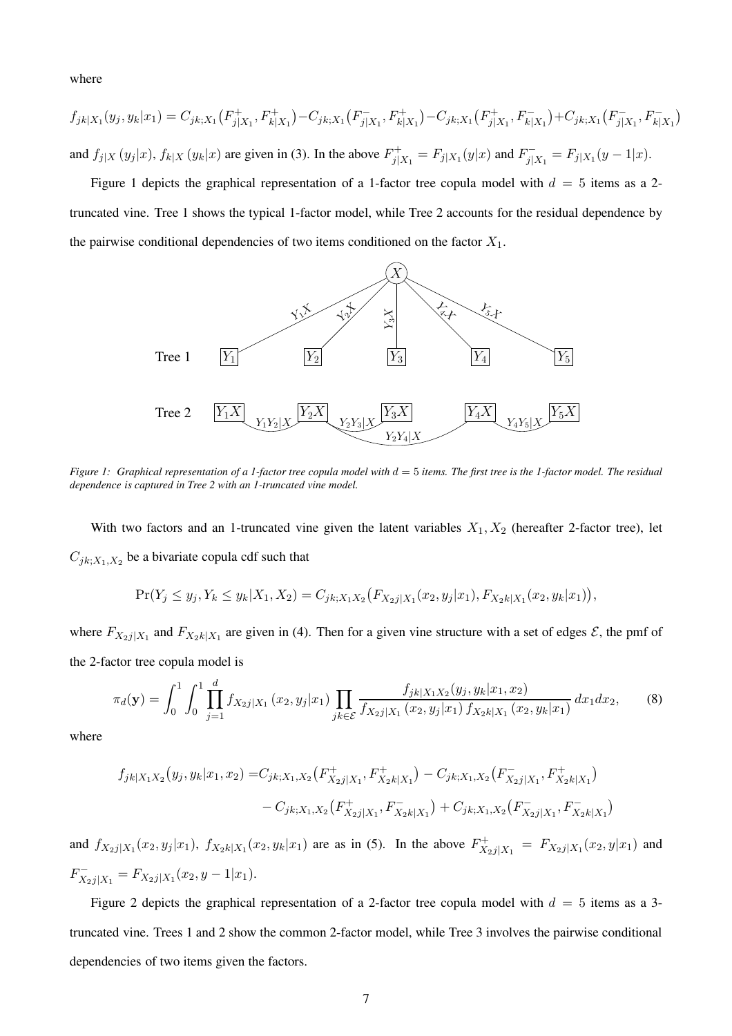where

$$f_{jk|X_1}(y_j, y_k|x_1) = C_{jk;X_1}\big(F^+_{j|X_1}, F^+_{k|X_1}\big) - C_{jk;X_1}\big(F^-_{j|X_1}, F^+_{k|X_1}\big) - C_{jk;X_1}\big(F^+_{j|X_1}, F^-_{k|X_1}\big) + C_{jk;X_1}\big(F^-_{j|X_1}, F^-_{k|X_1}\big)$$

and $f_{j|X}(y_j|x)$, $f_{k|X}(y_k|x)$ are given in (3). In the above $F^+_{j|X_1} = F_{j|X_1}(y|x)$ and $F^-_{j|X_1} = F_{j|X_1}(y-1|x)$.

Figure 1 depicts the graphical representation of a 1-factor tree copula model with $d = 5$ items as a 2-truncated vine. Tree 1 shows the typical 1-factor model, while Tree 2 accounts for the residual dependence by the pairwise conditional dependencies of two items conditioned on the factor $X_1$.

*Figure 1: Graphical representation of a 1-factor tree copula model with $d = 5$ items. The first tree is the 1-factor model. The residual dependence is captured in Tree 2 with an 1-truncated vine model.*

With two factors and an 1-truncated vine given the latent variables $X_1, X_2$ (hereafter 2-factor tree), let $C_{jk;X_1,X_2}$ be a bivariate copula cdf such that

$$\Pr(Y_j \le y_j, Y_k \le y_k | X_1, X_2) = C_{jk;X_1X_2}\big(F_{X_2j|X_1}(x_2, y_j|x_1), F_{X_2k|X_1}(x_2, y_k|x_1)\big),$$

where $F_{X_2j|X_1}$ and $F_{X_2k|X_1}$ are given in (4). Then for a given vine structure with a set of edges $\mathcal{E}$, the pmf of the 2-factor tree copula model is

$$\pi_d(\mathbf{y}) = \int_0^1 \int_0^1 \prod_{j=1}^{d} f_{X_2j|X_1}(x_2, y_j|x_1) \prod_{jk \in \mathcal{E}} \frac{f_{jk|X_1X_2}(y_j, y_k|x_1, x_2)}{f_{X_2j|X_1}(x_2, y_j|x_1)\, f_{X_2k|X_1}(x_2, y_k|x_1)}\, dx_1 dx_2, \tag{8}$$

where

$$\begin{aligned} f_{jk|X_1X_2}(y_j, y_k|x_1, x_2) =& C_{jk;X_1,X_2}\big(F^+_{X_2j|X_1}, F^+_{X_2k|X_1}\big) - C_{jk;X_1,X_2}\big(F^-_{X_2j|X_1}, F^+_{X_2k|X_1}\big) \\ &- C_{jk;X_1,X_2}\big(F^+_{X_2j|X_1}, F^-_{X_2k|X_1}\big) + C_{jk;X_1,X_2}\big(F^-_{X_2j|X_1}, F^-_{X_2k|X_1}\big) \end{aligned}$$

and $f_{X_2j|X_1}(x_2, y_j|x_1)$, $f_{X_2k|X_1}(x_2, y_k|x_1)$ are as in (5). In the above $F^+_{X_2j|X_1} = F_{X_2j|X_1}(x_2, y|x_1)$ and $F^-_{X_2j|X_1} = F_{X_2j|X_1}(x_2, y-1|x_1)$.

Figure 2 depicts the graphical representation of a 2-factor tree copula model with $d = 5$ items as a 3-truncated vine. Trees 1 and 2 show the common 2-factor model, while Tree 3 involves the pairwise conditional dependencies of two items given the factors.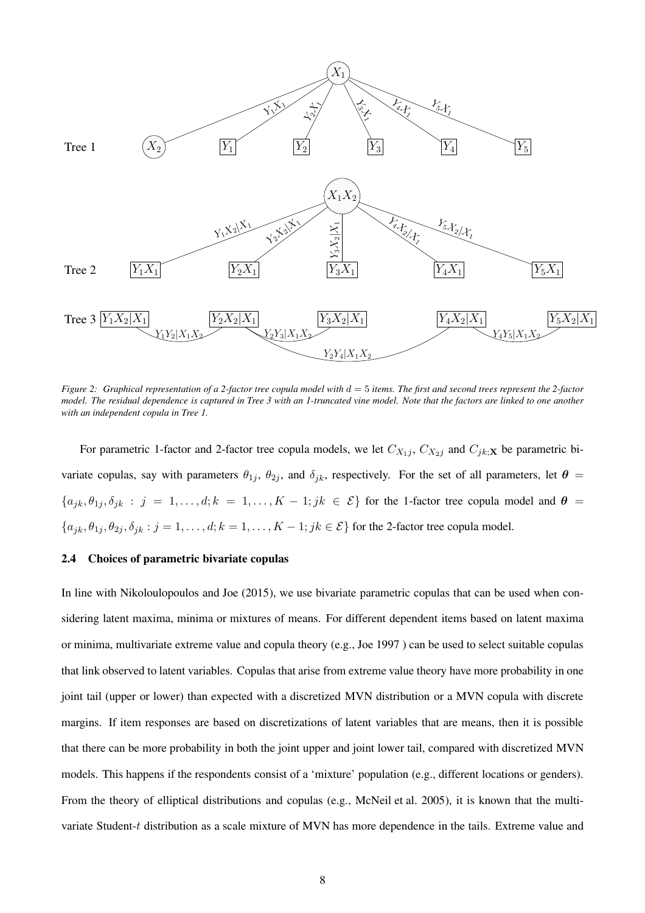*Figure 2: Graphical representation of a 2-factor tree copula model with $d = 5$ items. The first and second trees represent the 2-factor model. The residual dependence is captured in Tree 3 with an 1-truncated vine model. Note that the factors are linked to one another with an independent copula in Tree 1.*

For parametric 1-factor and 2-factor tree copula models, we let $C_{X_1 j}$, $C_{X_2 j}$ and $C_{jk;\mathbf{X}}$ be parametric bivariate copulas, say with parameters $\theta_{1j}$, $\theta_{2j}$, and $\delta_{jk}$, respectively. For the set of all parameters, let $\boldsymbol{\theta} = \{a_{jk}, \theta_{1j}, \delta_{jk} : j = 1, \ldots, d; k = 1, \ldots, K-1; jk \in \mathcal{E}\}$ for the 1-factor tree copula model and $\boldsymbol{\theta} = \{a_{jk}, \theta_{1j}, \theta_{2j}, \delta_{jk} : j = 1, \ldots, d; k = 1, \ldots, K-1; jk \in \mathcal{E}\}$ for the 2-factor tree copula model.

### 2.4 Choices of parametric bivariate copulas

In line with Nikoloulopoulos and Joe (2015), we use bivariate parametric copulas that can be used when considering latent maxima, minima or mixtures of means. For different dependent items based on latent maxima or minima, multivariate extreme value and copula theory (e.g., Joe 1997 ) can be used to select suitable copulas that link observed to latent variables. Copulas that arise from extreme value theory have more probability in one joint tail (upper or lower) than expected with a discretized MVN distribution or a MVN copula with discrete margins. If item responses are based on discretizations of latent variables that are means, then it is possible that there can be more probability in both the joint upper and joint lower tail, compared with discretized MVN models. This happens if the respondents consist of a 'mixture' population (e.g., different locations or genders). From the theory of elliptical distributions and copulas (e.g., McNeil et al. 2005), it is known that the multivariate Student-$t$ distribution as a scale mixture of MVN has more dependence in the tails. Extreme value and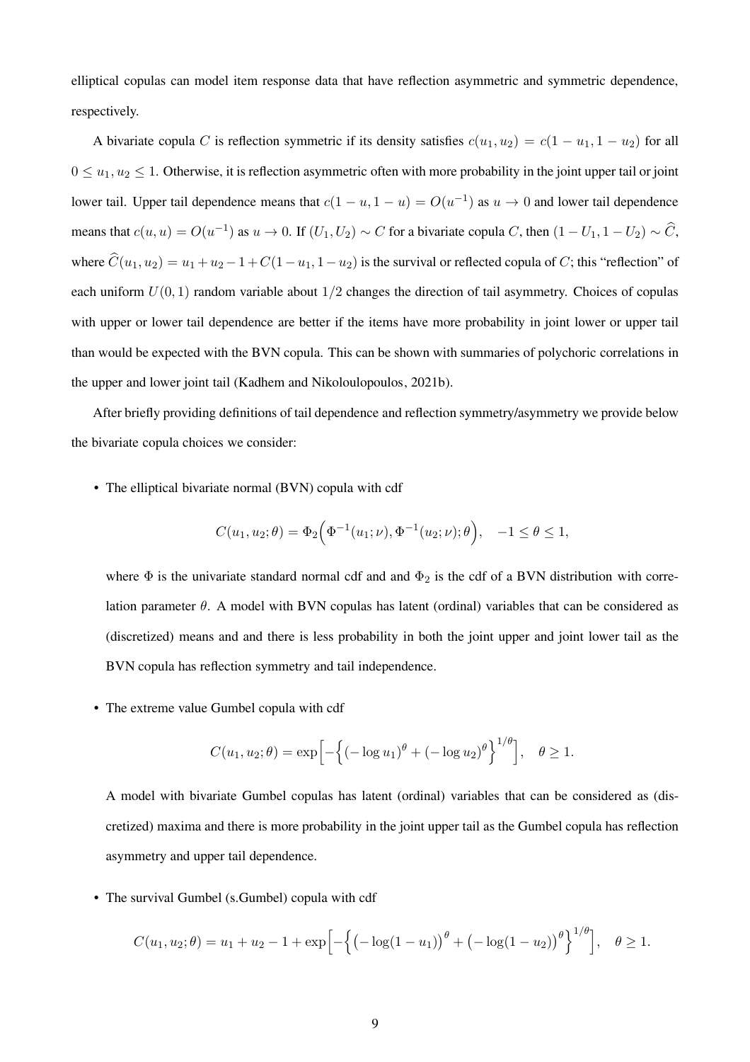elliptical copulas can model item response data that have reflection asymmetric and symmetric dependence, respectively.

A bivariate copula $C$ is reflection symmetric if its density satisfies $c(u_1, u_2) = c(1-u_1, 1-u_2)$ for all $0 \leq u_1, u_2 \leq 1$. Otherwise, it is reflection asymmetric often with more probability in the joint upper tail or joint lower tail. Upper tail dependence means that $c(1-u, 1-u) = O(u^{-1})$ as $u \to 0$ and lower tail dependence means that $c(u, u) = O(u^{-1})$ as $u \to 0$. If $(U_1, U_2) \sim C$ for a bivariate copula $C$, then $(1-U_1, 1-U_2) \sim \widehat{C}$, where $\widehat{C}(u_1, u_2) = u_1 + u_2 - 1 + C(1-u_1, 1-u_2)$ is the survival or reflected copula of $C$; this "reflection" of each uniform $U(0,1)$ random variable about $1/2$ changes the direction of tail asymmetry. Choices of copulas with upper or lower tail dependence are better if the items have more probability in joint lower or upper tail than would be expected with the BVN copula. This can be shown with summaries of polychoric correlations in the upper and lower joint tail (Kadhem and Nikoloulopoulos, 2021b).

After briefly providing definitions of tail dependence and reflection symmetry/asymmetry we provide below the bivariate copula choices we consider:

- The elliptical bivariate normal (BVN) copula with cdf

$$C(u_1, u_2; \theta) = \Phi_2\Big(\Phi^{-1}(u_1; \nu), \Phi^{-1}(u_2; \nu); \theta\Big), \quad -1 \leq \theta \leq 1,$$

  where $\Phi$ is the univariate standard normal cdf and and $\Phi_2$ is the cdf of a BVN distribution with correlation parameter $\theta$. A model with BVN copulas has latent (ordinal) variables that can be considered as (discretized) means and and there is less probability in both the joint upper and joint lower tail as the BVN copula has reflection symmetry and tail independence.

- The extreme value Gumbel copula with cdf

$$C(u_1, u_2; \theta) = \exp\Big[-\Big\{(-\log u_1)^\theta + (-\log u_2)^\theta\Big\}^{1/\theta}\Big], \quad \theta \geq 1.$$

  A model with bivariate Gumbel copulas has latent (ordinal) variables that can be considered as (discretized) maxima and there is more probability in the joint upper tail as the Gumbel copula has reflection asymmetry and upper tail dependence.

- The survival Gumbel (s.Gumbel) copula with cdf

$$C(u_1, u_2; \theta) = u_1 + u_2 - 1 + \exp\Big[-\Big\{\big(-\log(1-u_1)\big)^\theta + \big(-\log(1-u_2)\big)^\theta\Big\}^{1/\theta}\Big], \quad \theta \geq 1.$$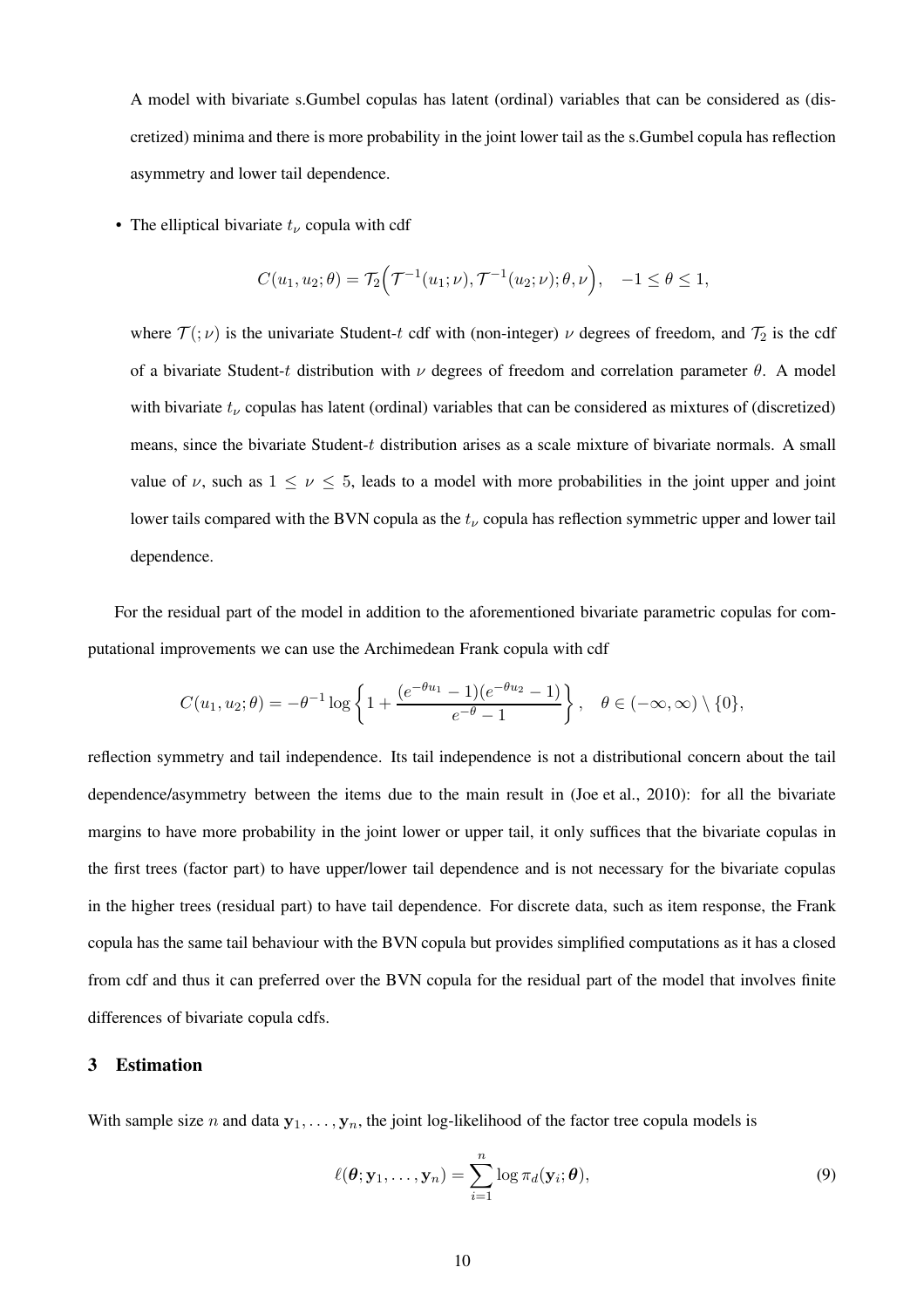A model with bivariate s.Gumbel copulas has latent (ordinal) variables that can be considered as (discretized) minima and there is more probability in the joint lower tail as the s.Gumbel copula has reflection asymmetry and lower tail dependence.

- The elliptical bivariate $t_\nu$ copula with cdf

$$C(u_1, u_2; \theta) = \mathcal{T}_2\Big(\mathcal{T}^{-1}(u_1; \nu), \mathcal{T}^{-1}(u_2; \nu); \theta, \nu\Big), \quad -1 \leq \theta \leq 1,$$

  where $\mathcal{T}(; \nu)$ is the univariate Student-$t$ cdf with (non-integer) $\nu$ degrees of freedom, and $\mathcal{T}_2$ is the cdf of a bivariate Student-$t$ distribution with $\nu$ degrees of freedom and correlation parameter $\theta$. A model with bivariate $t_\nu$ copulas has latent (ordinal) variables that can be considered as mixtures of (discretized) means, since the bivariate Student-$t$ distribution arises as a scale mixture of bivariate normals. A small value of $\nu$, such as $1 \leq \nu \leq 5$, leads to a model with more probabilities in the joint upper and joint lower tails compared with the BVN copula as the $t_\nu$ copula has reflection symmetric upper and lower tail dependence.

For the residual part of the model in addition to the aforementioned bivariate parametric copulas for computational improvements we can use the Archimedean Frank copula with cdf

$$C(u_1, u_2; \theta) = -\theta^{-1} \log\left\{1 + \frac{(e^{-\theta u_1} - 1)(e^{-\theta u_2} - 1)}{e^{-\theta} - 1}\right\}, \quad \theta \in (-\infty, \infty) \setminus \{0\},$$

reflection symmetry and tail independence. Its tail independence is not a distributional concern about the tail dependence/asymmetry between the items due to the main result in (Joe et al., 2010): for all the bivariate margins to have more probability in the joint lower or upper tail, it only suffices that the bivariate copulas in the first trees (factor part) to have upper/lower tail dependence and is not necessary for the bivariate copulas in the higher trees (residual part) to have tail dependence. For discrete data, such as item response, the Frank copula has the same tail behaviour with the BVN copula but provides simplified computations as it has a closed from cdf and thus it can preferred over the BVN copula for the residual part of the model that involves finite differences of bivariate copula cdfs.

## 3 Estimation

With sample size $n$ and data $\mathbf{y}_1, \ldots, \mathbf{y}_n$, the joint log-likelihood of the factor tree copula models is

$$\ell(\boldsymbol{\theta}; \mathbf{y}_1, \ldots, \mathbf{y}_n) = \sum_{i=1}^{n} \log \pi_d(\mathbf{y}_i; \boldsymbol{\theta}), \tag{9}$$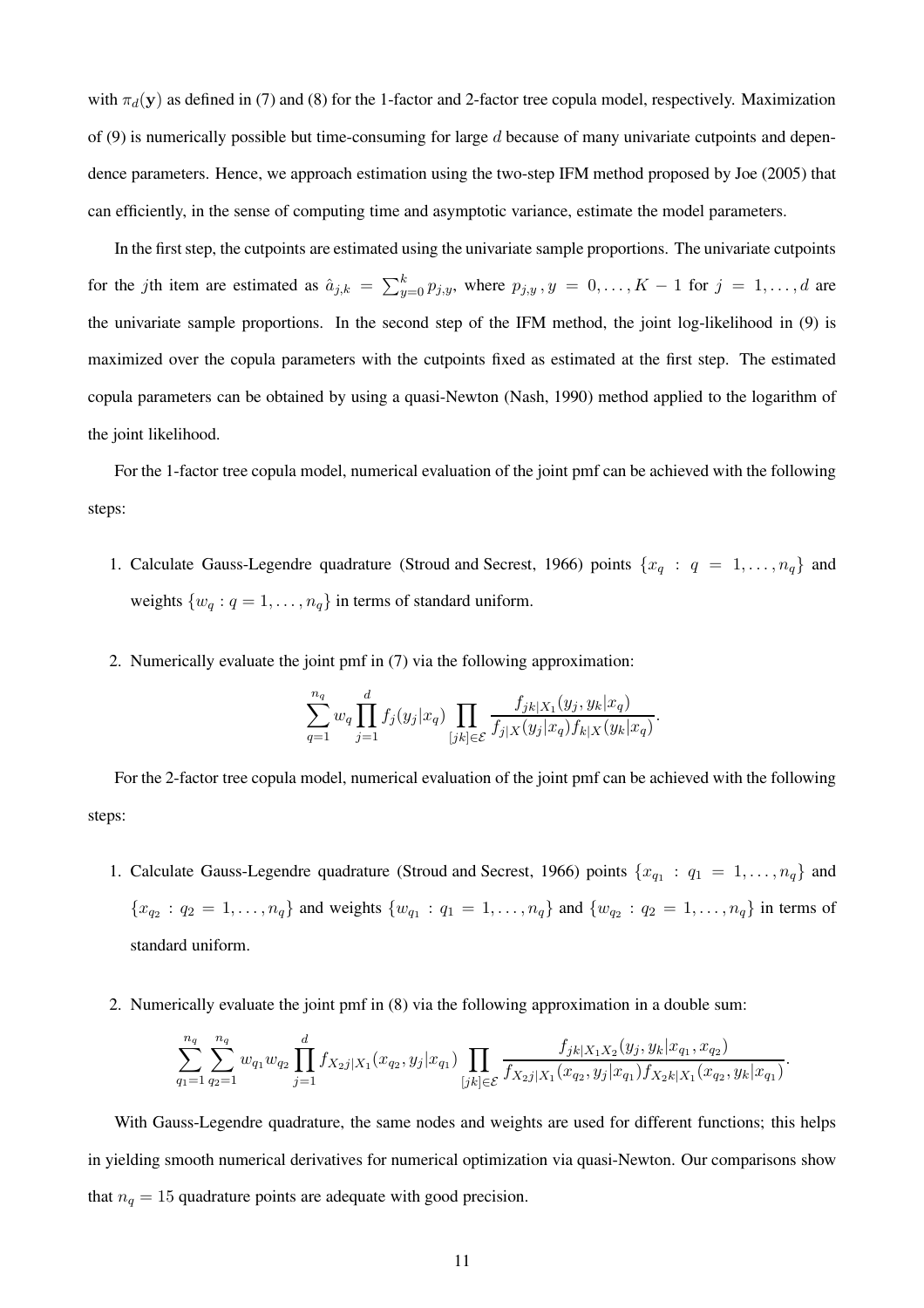with $\pi_d(\mathbf{y})$ as defined in (7) and (8) for the 1-factor and 2-factor tree copula model, respectively. Maximization of (9) is numerically possible but time-consuming for large $d$ because of many univariate cutpoints and dependence parameters. Hence, we approach estimation using the two-step IFM method proposed by Joe (2005) that can efficiently, in the sense of computing time and asymptotic variance, estimate the model parameters.

In the first step, the cutpoints are estimated using the univariate sample proportions. The univariate cutpoints for the $j$th item are estimated as $\hat{a}_{j,k} = \sum_{y=0}^{k} p_{j,y}$, where $p_{j,y}, y = 0, \dots, K-1$ for $j = 1, \dots, d$ are the univariate sample proportions. In the second step of the IFM method, the joint log-likelihood in (9) is maximized over the copula parameters with the cutpoints fixed as estimated at the first step. The estimated copula parameters can be obtained by using a quasi-Newton (Nash, 1990) method applied to the logarithm of the joint likelihood.

For the 1-factor tree copula model, numerical evaluation of the joint pmf can be achieved with the following steps:

1. Calculate Gauss-Legendre quadrature (Stroud and Secrest, 1966) points $\{x_q : q = 1, \dots, n_q\}$ and weights $\{w_q : q = 1, \dots, n_q\}$ in terms of standard uniform.

2. Numerically evaluate the joint pmf in (7) via the following approximation:

$$\sum_{q=1}^{n_q} w_q \prod_{j=1}^{d} f_j(y_j|x_q) \prod_{[jk]\in\mathcal{E}} \frac{f_{jk|X_1}(y_j, y_k|x_q)}{f_{j|X}(y_j|x_q) f_{k|X}(y_k|x_q)}.$$

For the 2-factor tree copula model, numerical evaluation of the joint pmf can be achieved with the following steps:

1. Calculate Gauss-Legendre quadrature (Stroud and Secrest, 1966) points $\{x_{q_1} : q_1 = 1, \dots, n_q\}$ and $\{x_{q_2} : q_2 = 1, \dots, n_q\}$ and weights $\{w_{q_1} : q_1 = 1, \dots, n_q\}$ and $\{w_{q_2} : q_2 = 1, \dots, n_q\}$ in terms of standard uniform.

2. Numerically evaluate the joint pmf in (8) via the following approximation in a double sum:

$$\sum_{q_1=1}^{n_q} \sum_{q_2=1}^{n_q} w_{q_1} w_{q_2} \prod_{j=1}^{d} f_{X_2 j|X_1}(x_{q_2}, y_j|x_{q_1}) \prod_{[jk]\in\mathcal{E}} \frac{f_{jk|X_1 X_2}(y_j, y_k|x_{q_1}, x_{q_2})}{f_{X_2 j|X_1}(x_{q_2}, y_j|x_{q_1}) f_{X_2 k|X_1}(x_{q_2}, y_k|x_{q_1})}.$$

With Gauss-Legendre quadrature, the same nodes and weights are used for different functions; this helps in yielding smooth numerical derivatives for numerical optimization via quasi-Newton. Our comparisons show that $n_q = 15$ quadrature points are adequate with good precision.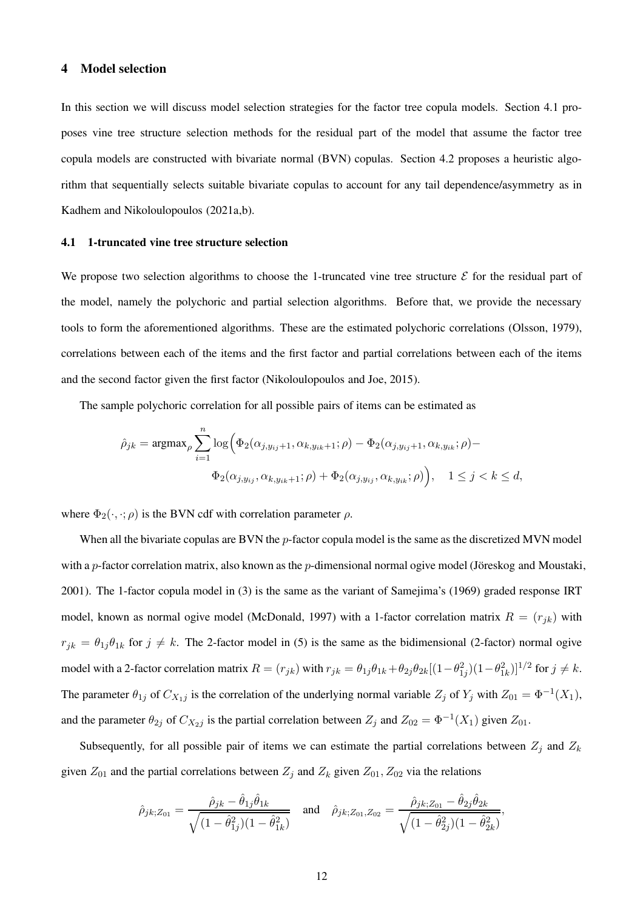## 4 Model selection

In this section we will discuss model selection strategies for the factor tree copula models. Section 4.1 proposes vine tree structure selection methods for the residual part of the model that assume the factor tree copula models are constructed with bivariate normal (BVN) copulas. Section 4.2 proposes a heuristic algorithm that sequentially selects suitable bivariate copulas to account for any tail dependence/asymmetry as in Kadhem and Nikoloulopoulos (2021a,b).

### 4.1 1-truncated vine tree structure selection

We propose two selection algorithms to choose the 1-truncated vine tree structure $\mathcal{E}$ for the residual part of the model, namely the polychoric and partial selection algorithms. Before that, we provide the necessary tools to form the aforementioned algorithms. These are the estimated polychoric correlations (Olsson, 1979), correlations between each of the items and the first factor and partial correlations between each of the items and the second factor given the first factor (Nikoloulopoulos and Joe, 2015).

The sample polychoric correlation for all possible pairs of items can be estimated as

$$
\hat{\rho}_{jk} = \text{argmax}_{\rho} \sum_{i=1}^{n} \log\Big( \Phi_2(\alpha_{j,y_{ij}+1}, \alpha_{k,y_{ik}+1}; \rho) - \Phi_2(\alpha_{j,y_{ij}+1}, \alpha_{k,y_{ik}}; \rho) - \Phi_2(\alpha_{j,y_{ij}}, \alpha_{k,y_{ik}+1}; \rho) + \Phi_2(\alpha_{j,y_{ij}}, \alpha_{k,y_{ik}}; \rho) \Big), \quad 1 \leq j < k \leq d,
$$

where $\Phi_2(\cdot, \cdot; \rho)$ is the BVN cdf with correlation parameter $\rho$.

When all the bivariate copulas are BVN the $p$-factor copula model is the same as the discretized MVN model with a $p$-factor correlation matrix, also known as the $p$-dimensional normal ogive model (Jöreskog and Moustaki, 2001). The 1-factor copula model in (3) is the same as the variant of Samejima's (1969) graded response IRT model, known as normal ogive model (McDonald, 1997) with a 1-factor correlation matrix $R = (r_{jk})$ with $r_{jk} = \theta_{1j}\theta_{1k}$ for $j \neq k$. The 2-factor model in (5) is the same as the bidimensional (2-factor) normal ogive model with a 2-factor correlation matrix $R = (r_{jk})$ with $r_{jk} = \theta_{1j}\theta_{1k} + \theta_{2j}\theta_{2k}[(1-\theta_{1j}^2)(1-\theta_{1k}^2)]^{1/2}$ for $j \neq k$. The parameter $\theta_{1j}$ of $C_{X_1 j}$ is the correlation of the underlying normal variable $Z_j$ of $Y_j$ with $Z_{01} = \Phi^{-1}(X_1)$, and the parameter $\theta_{2j}$ of $C_{X_2 j}$ is the partial correlation between $Z_j$ and $Z_{02} = \Phi^{-1}(X_1)$ given $Z_{01}$.

Subsequently, for all possible pair of items we can estimate the partial correlations between $Z_j$ and $Z_k$ given $Z_{01}$ and the partial correlations between $Z_j$ and $Z_k$ given $Z_{01}, Z_{02}$ via the relations

$$
\hat{\rho}_{jk;Z_{01}} = \frac{\hat{\rho}_{jk} - \hat{\theta}_{1j}\hat{\theta}_{1k}}{\sqrt{(1-\hat{\theta}_{1j}^2)(1-\hat{\theta}_{1k}^2)}} \quad \text{and} \quad \hat{\rho}_{jk;Z_{01},Z_{02}} = \frac{\hat{\rho}_{jk;Z_{01}} - \hat{\theta}_{2j}\hat{\theta}_{2k}}{\sqrt{(1-\hat{\theta}_{2j}^2)(1-\hat{\theta}_{2k}^2)}},
$$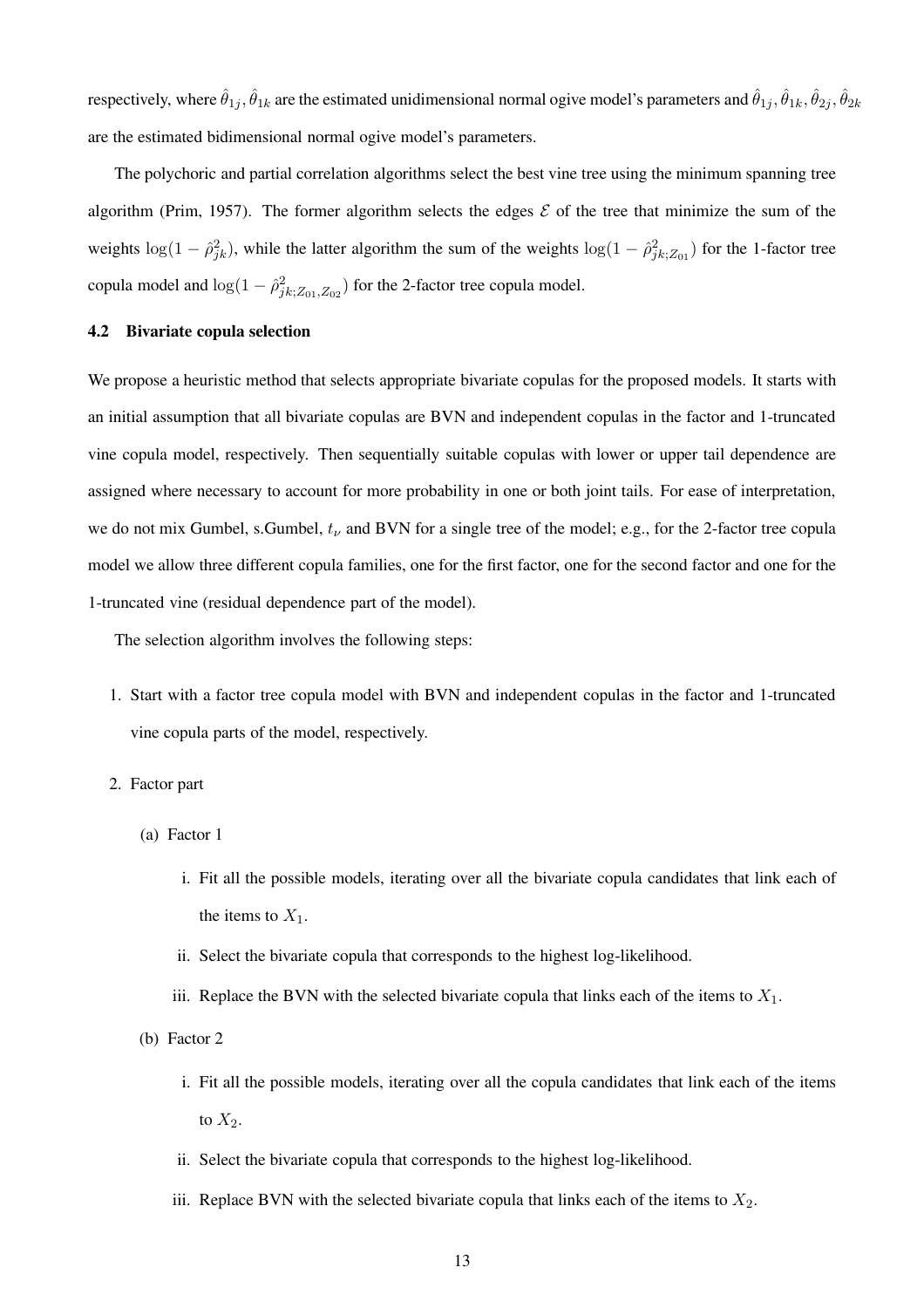respectively, where $\hat{\theta}_{1j}, \hat{\theta}_{1k}$ are the estimated unidimensional normal ogive model's parameters and $\hat{\theta}_{1j}, \hat{\theta}_{1k}, \hat{\theta}_{2j}, \hat{\theta}_{2k}$ are the estimated bidimensional normal ogive model's parameters.

The polychoric and partial correlation algorithms select the best vine tree using the minimum spanning tree algorithm (Prim, 1957). The former algorithm selects the edges $\mathcal{E}$ of the tree that minimize the sum of the weights $\log(1 - \hat{\rho}_{jk}^2)$, while the latter algorithm the sum of the weights $\log(1 - \hat{\rho}_{jk;Z_{01}}^2)$ for the 1-factor tree copula model and $\log(1 - \hat{\rho}_{jk;Z_{01},Z_{02}}^2)$ for the 2-factor tree copula model.

### 4.2 Bivariate copula selection

We propose a heuristic method that selects appropriate bivariate copulas for the proposed models. It starts with an initial assumption that all bivariate copulas are BVN and independent copulas in the factor and 1-truncated vine copula model, respectively. Then sequentially suitable copulas with lower or upper tail dependence are assigned where necessary to account for more probability in one or both joint tails. For ease of interpretation, we do not mix Gumbel, s.Gumbel, $t_\nu$ and BVN for a single tree of the model; e.g., for the 2-factor tree copula model we allow three different copula families, one for the first factor, one for the second factor and one for the 1-truncated vine (residual dependence part of the model).

The selection algorithm involves the following steps:

1. Start with a factor tree copula model with BVN and independent copulas in the factor and 1-truncated vine copula parts of the model, respectively.
2. Factor part
   (a) Factor 1
      i. Fit all the possible models, iterating over all the bivariate copula candidates that link each of the items to $X_1$.
      ii. Select the bivariate copula that corresponds to the highest log-likelihood.
      iii. Replace the BVN with the selected bivariate copula that links each of the items to $X_1$.

   (b) Factor 2
      i. Fit all the possible models, iterating over all the copula candidates that link each of the items to $X_2$.
      ii. Select the bivariate copula that corresponds to the highest log-likelihood.
      iii. Replace BVN with the selected bivariate copula that links each of the items to $X_2$.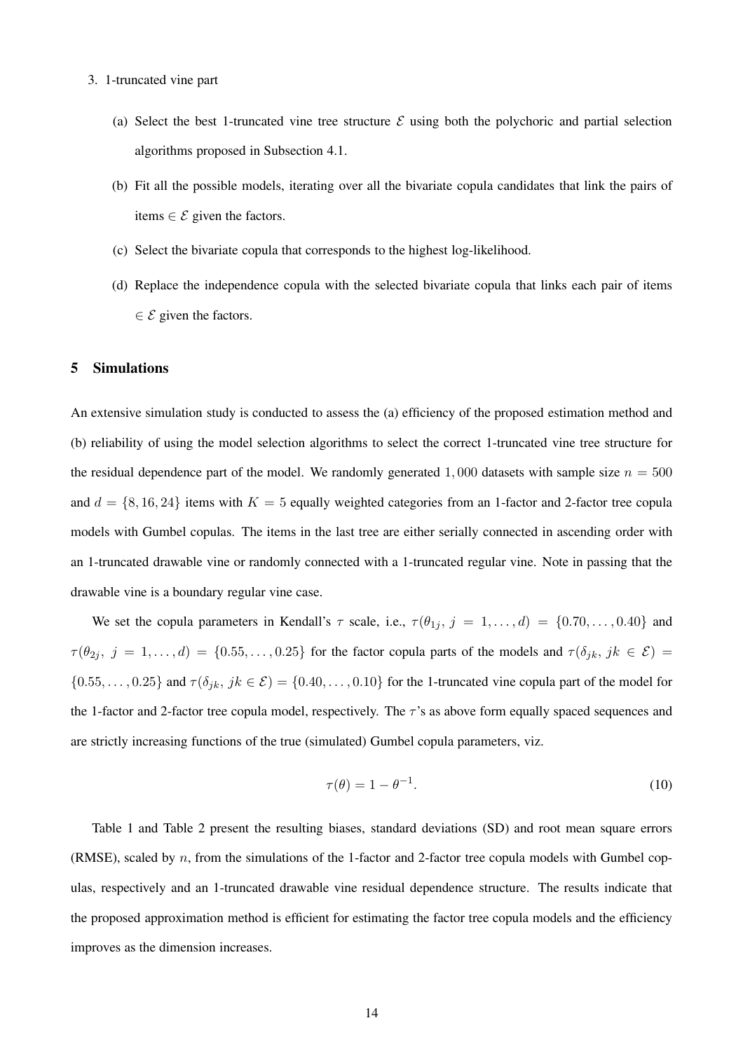3. 1-truncated vine part

   (a) Select the best 1-truncated vine tree structure $\mathcal{E}$ using both the polychoric and partial selection algorithms proposed in Subsection 4.1.

   (b) Fit all the possible models, iterating over all the bivariate copula candidates that link the pairs of items $\in \mathcal{E}$ given the factors.

   (c) Select the bivariate copula that corresponds to the highest log-likelihood.

   (d) Replace the independence copula with the selected bivariate copula that links each pair of items $\in \mathcal{E}$ given the factors.

## 5 Simulations

An extensive simulation study is conducted to assess the (a) efficiency of the proposed estimation method and (b) reliability of using the model selection algorithms to select the correct 1-truncated vine tree structure for the residual dependence part of the model. We randomly generated $1,000$ datasets with sample size $n = 500$ and $d = \{8, 16, 24\}$ items with $K = 5$ equally weighted categories from an 1-factor and 2-factor tree copula models with Gumbel copulas. The items in the last tree are either serially connected in ascending order with an 1-truncated drawable vine or randomly connected with a 1-truncated regular vine. Note in passing that the drawable vine is a boundary regular vine case.

We set the copula parameters in Kendall's $\tau$ scale, i.e., $\tau(\theta_{1j},\ j = 1, \ldots, d) = \{0.70, \ldots, 0.40\}$ and $\tau(\theta_{2j},\ j = 1, \ldots, d) = \{0.55, \ldots, 0.25\}$ for the factor copula parts of the models and $\tau(\delta_{jk},\ jk \in \mathcal{E}) = \{0.55, \ldots, 0.25\}$ and $\tau(\delta_{jk},\ jk \in \mathcal{E}) = \{0.40, \ldots, 0.10\}$ for the 1-truncated vine copula part of the model for the 1-factor and 2-factor tree copula model, respectively. The $\tau$'s as above form equally spaced sequences and are strictly increasing functions of the true (simulated) Gumbel copula parameters, viz.

$$\tau(\theta) = 1 - \theta^{-1}. \tag{10}$$

Table 1 and Table 2 present the resulting biases, standard deviations (SD) and root mean square errors (RMSE), scaled by $n$, from the simulations of the 1-factor and 2-factor tree copula models with Gumbel copulas, respectively and an 1-truncated drawable vine residual dependence structure. The results indicate that the proposed approximation method is efficient for estimating the factor tree copula models and the efficiency improves as the dimension increases.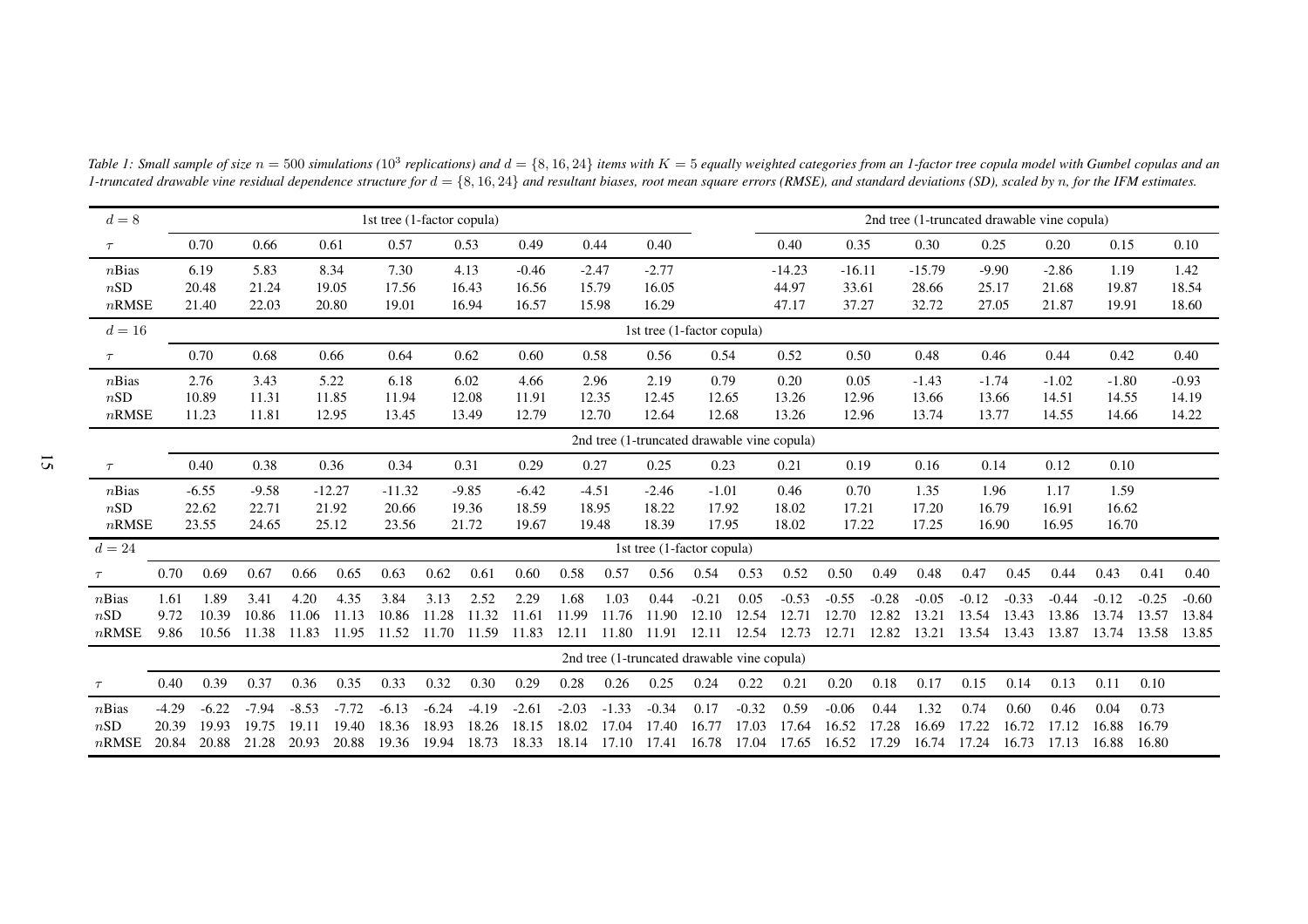Table 1: *Small sample of size $n = 500$ simulations ($10^3$ replications) and $d = \{8, 16, 24\}$ items with $K = 5$ equally weighted categories from an 1-factor tree copula model with Gumbel copulas and an 1-truncated drawable vine residual dependence structure for $d = \{8, 16, 24\}$ and resultant biases, root mean square errors (RMSE), and standard deviations (SD), scaled by $n$, for the IFM estimates.*

**$d = 8$**

| | 1st tree (1-factor copula) | | | | | | | | | 2nd tree (1-truncated drawable vine copula) | | | | | | |
|---|---|---|---|---|---|---|---|---|---|---|---|---|---|---|---|---|
| $\tau$ | 0.70 | 0.66 | 0.61 | 0.57 | 0.53 | 0.49 | 0.44 | 0.40 | | 0.40 | 0.35 | 0.30 | 0.25 | 0.20 | 0.15 | 0.10 |
| $n$Bias | 6.19 | 5.83 | 8.34 | 7.30 | 4.13 | -0.46 | -2.47 | -2.77 | | -14.23 | -16.11 | -15.79 | -9.90 | -2.86 | 1.19 | 1.42 |
| $n$SD | 20.48 | 21.24 | 19.05 | 17.56 | 16.43 | 16.56 | 15.79 | 16.05 | | 44.97 | 33.61 | 28.66 | 25.17 | 21.68 | 19.87 | 18.54 |
| $n$RMSE | 21.40 | 22.03 | 20.80 | 19.01 | 16.94 | 16.57 | 15.98 | 16.29 | | 47.17 | 37.27 | 32.72 | 27.05 | 21.87 | 19.91 | 18.60 |

**$d = 16$**

| | 1st tree (1-factor copula) | | | | | | | | | | | | | | | |
|---|---|---|---|---|---|---|---|---|---|---|---|---|---|---|---|---|
| $\tau$ | 0.70 | 0.68 | 0.66 | 0.64 | 0.62 | 0.60 | 0.58 | 0.56 | 0.54 | 0.52 | 0.50 | 0.48 | 0.46 | 0.44 | 0.42 | 0.40 |
| $n$Bias | 2.76 | 3.43 | 5.22 | 6.18 | 6.02 | 4.66 | 2.96 | 2.19 | 0.79 | 0.20 | 0.05 | -1.43 | -1.74 | -1.02 | -1.80 | -0.93 |
| $n$SD | 10.89 | 11.31 | 11.85 | 11.94 | 12.08 | 11.91 | 12.35 | 12.45 | 12.65 | 13.26 | 12.96 | 13.66 | 13.66 | 14.51 | 14.55 | 14.19 |
| $n$RMSE | 11.23 | 11.81 | 12.95 | 13.45 | 13.49 | 12.79 | 12.70 | 12.64 | 12.68 | 13.26 | 12.96 | 13.74 | 13.77 | 14.55 | 14.66 | 14.22 |

| | 2nd tree (1-truncated drawable vine copula) | | | | | | | | | | | | | | |
|---|---|---|---|---|---|---|---|---|---|---|---|---|---|---|---|
| $\tau$ | 0.40 | 0.38 | 0.36 | 0.34 | 0.31 | 0.29 | 0.27 | 0.25 | 0.23 | 0.21 | 0.19 | 0.16 | 0.14 | 0.12 | 0.10 |
| $n$Bias | -6.55 | -9.58 | -12.27 | -11.32 | -9.85 | -6.42 | -4.51 | -2.46 | -1.01 | 0.46 | 0.70 | 1.35 | 1.96 | 1.17 | 1.59 |
| $n$SD | 22.62 | 22.71 | 21.92 | 20.66 | 19.36 | 18.59 | 18.95 | 18.22 | 17.92 | 18.02 | 17.21 | 17.20 | 16.79 | 16.91 | 16.62 |
| $n$RMSE | 23.55 | 24.65 | 25.12 | 23.56 | 21.72 | 19.67 | 19.48 | 18.39 | 17.95 | 18.02 | 17.22 | 17.25 | 16.90 | 16.95 | 16.70 |

**$d = 24$**

| | 1st tree (1-factor copula) | | | | | | | | | | | | | | | | | | | | | | | |
|---|---|---|---|---|---|---|---|---|---|---|---|---|---|---|---|---|---|---|---|---|---|---|---|---|
| $\tau$ | 0.70 | 0.69 | 0.67 | 0.66 | 0.65 | 0.63 | 0.62 | 0.61 | 0.60 | 0.58 | 0.57 | 0.56 | 0.54 | 0.53 | 0.52 | 0.50 | 0.49 | 0.48 | 0.47 | 0.45 | 0.44 | 0.43 | 0.41 | 0.40 |
| $n$Bias | 1.61 | 1.89 | 3.41 | 4.20 | 4.35 | 3.84 | 3.13 | 2.52 | 2.29 | 1.68 | 1.03 | 0.44 | -0.21 | 0.05 | -0.53 | -0.55 | -0.28 | -0.05 | -0.12 | -0.33 | -0.44 | -0.12 | -0.25 | -0.60 |
| $n$SD | 9.72 | 10.39 | 10.86 | 11.06 | 11.13 | 10.86 | 11.28 | 11.32 | 11.61 | 11.99 | 11.76 | 11.90 | 12.10 | 12.54 | 12.71 | 12.70 | 12.82 | 13.21 | 13.54 | 13.43 | 13.86 | 13.74 | 13.57 | 13.84 |
| $n$RMSE | 9.86 | 10.56 | 11.38 | 11.83 | 11.95 | 11.52 | 11.70 | 11.59 | 11.83 | 12.11 | 11.80 | 11.91 | 12.11 | 12.54 | 12.73 | 12.71 | 12.82 | 13.21 | 13.54 | 13.43 | 13.87 | 13.74 | 13.58 | 13.85 |

| | 2nd tree (1-truncated drawable vine copula) | | | | | | | | | | | | | | | | | | | | | | |
|---|---|---|---|---|---|---|---|---|---|---|---|---|---|---|---|---|---|---|---|---|---|---|---|
| $\tau$ | 0.40 | 0.39 | 0.37 | 0.36 | 0.35 | 0.33 | 0.32 | 0.30 | 0.29 | 0.28 | 0.26 | 0.25 | 0.24 | 0.22 | 0.21 | 0.20 | 0.18 | 0.17 | 0.15 | 0.14 | 0.13 | 0.11 | 0.10 |
| $n$Bias | -4.29 | -6.22 | -7.94 | -8.53 | -7.72 | -6.13 | -6.24 | -4.19 | -2.61 | -2.03 | -1.33 | -0.34 | 0.17 | -0.32 | 0.59 | -0.06 | 0.44 | 1.32 | 0.74 | 0.60 | 0.46 | 0.04 | 0.73 |
| $n$SD | 20.39 | 19.93 | 19.75 | 19.11 | 19.40 | 18.36 | 18.93 | 18.26 | 18.15 | 18.02 | 17.04 | 17.40 | 16.77 | 17.03 | 17.64 | 16.52 | 17.28 | 16.69 | 17.22 | 16.72 | 17.12 | 16.88 | 16.79 |
| $n$RMSE | 20.84 | 20.88 | 21.28 | 20.93 | 20.88 | 19.36 | 19.94 | 18.73 | 18.33 | 18.14 | 17.10 | 17.41 | 16.78 | 17.04 | 17.65 | 16.52 | 17.29 | 16.74 | 17.24 | 16.73 | 17.13 | 16.88 | 16.80 |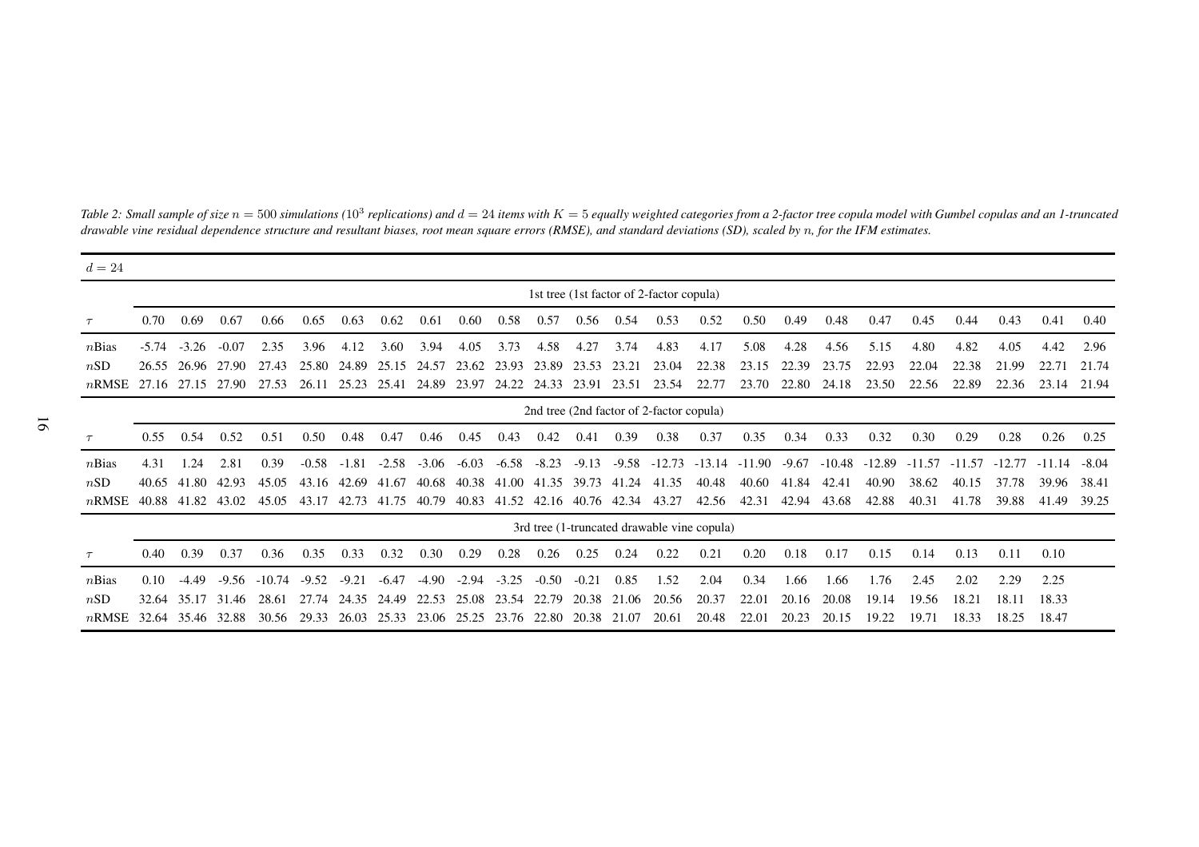Table 2: Small sample of size $n = 500$ simulations ($10^3$ replications) and $d = 24$ items with $K = 5$ equally weighted categories from a 2-factor tree copula model with Gumbel copulas and an 1-truncated drawable vine residual dependence structure and resultant biases, root mean square errors (RMSE), and standard deviations (SD), scaled by $n$, for the IFM estimates.

| $d = 24$ | | | | | | | | | | | | | | | | | | | | | | | | |
|---|---|---|---|---|---|---|---|---|---|---|---|---|---|---|---|---|---|---|---|---|---|---|---|---|
| | 1st tree (1st factor of 2-factor copula) | | | | | | | | | | | | | | | | | | | | | | | |
| $\tau$ | 0.70 | 0.69 | 0.67 | 0.66 | 0.65 | 0.63 | 0.62 | 0.61 | 0.60 | 0.58 | 0.57 | 0.56 | 0.54 | 0.53 | 0.52 | 0.50 | 0.49 | 0.48 | 0.47 | 0.45 | 0.44 | 0.43 | 0.41 | 0.40 |
| $n$Bias | -5.74 | -3.26 | -0.07 | 2.35 | 3.96 | 4.12 | 3.60 | 3.94 | 4.05 | 3.73 | 4.58 | 4.27 | 3.74 | 4.83 | 4.17 | 5.08 | 4.28 | 4.56 | 5.15 | 4.80 | 4.82 | 4.05 | 4.42 | 2.96 |
| $n$SD | 26.55 | 26.96 | 27.90 | 27.43 | 25.80 | 24.89 | 25.15 | 24.57 | 23.62 | 23.93 | 23.89 | 23.53 | 23.21 | 23.04 | 22.38 | 23.15 | 22.39 | 23.75 | 22.93 | 22.04 | 22.38 | 21.99 | 22.71 | 21.74 |
| $n$RMSE | 27.16 | 27.15 | 27.90 | 27.53 | 26.11 | 25.23 | 25.41 | 24.89 | 23.97 | 24.22 | 24.33 | 23.91 | 23.51 | 23.54 | 22.77 | 23.70 | 22.80 | 24.18 | 23.50 | 22.56 | 22.89 | 22.36 | 23.14 | 21.94 |
| | 2nd tree (2nd factor of 2-factor copula) | | | | | | | | | | | | | | | | | | | | | | | |
| $\tau$ | 0.55 | 0.54 | 0.52 | 0.51 | 0.50 | 0.48 | 0.47 | 0.46 | 0.45 | 0.43 | 0.42 | 0.41 | 0.39 | 0.38 | 0.37 | 0.35 | 0.34 | 0.33 | 0.32 | 0.30 | 0.29 | 0.28 | 0.26 | 0.25 |
| $n$Bias | 4.31 | 1.24 | 2.81 | 0.39 | -0.58 | -1.81 | -2.58 | -3.06 | -6.03 | -6.58 | -8.23 | -9.13 | -9.58 | -12.73 | -13.14 | -11.90 | -9.67 | -10.48 | -12.89 | -11.57 | -11.57 | -12.77 | -11.14 | -8.04 |
| $n$SD | 40.65 | 41.80 | 42.93 | 45.05 | 43.16 | 42.69 | 41.67 | 40.68 | 40.38 | 41.00 | 41.35 | 39.73 | 41.24 | 41.35 | 40.48 | 40.60 | 41.84 | 42.41 | 40.90 | 38.62 | 40.15 | 37.78 | 39.96 | 38.41 |
| $n$RMSE | 40.88 | 41.82 | 43.02 | 45.05 | 43.17 | 42.73 | 41.75 | 40.79 | 40.83 | 41.52 | 42.16 | 40.76 | 42.34 | 43.27 | 42.56 | 42.31 | 42.94 | 43.68 | 42.88 | 40.31 | 41.78 | 39.88 | 41.49 | 39.25 |
| | 3rd tree (1-truncated drawable vine copula) | | | | | | | | | | | | | | | | | | | | | | | |
| $\tau$ | 0.40 | 0.39 | 0.37 | 0.36 | 0.35 | 0.33 | 0.32 | 0.30 | 0.29 | 0.28 | 0.26 | 0.25 | 0.24 | 0.22 | 0.21 | 0.20 | 0.18 | 0.17 | 0.15 | 0.14 | 0.13 | 0.11 | 0.10 | |
| $n$Bias | 0.10 | -4.49 | -9.56 | -10.74 | -9.52 | -9.21 | -6.47 | -4.90 | -2.94 | -3.25 | -0.50 | -0.21 | 0.85 | 1.52 | 2.04 | 0.34 | 1.66 | 1.66 | 1.76 | 2.45 | 2.02 | 2.29 | 2.25 | |
| $n$SD | 32.64 | 35.17 | 31.46 | 28.61 | 27.74 | 24.35 | 24.49 | 22.53 | 25.08 | 23.54 | 22.79 | 20.38 | 21.06 | 20.56 | 20.37 | 22.01 | 20.16 | 20.08 | 19.14 | 19.56 | 18.21 | 18.11 | 18.33 | |
| $n$RMSE | 32.64 | 35.46 | 32.88 | 30.56 | 29.33 | 26.03 | 25.33 | 23.06 | 25.25 | 23.76 | 22.80 | 20.38 | 21.07 | 20.61 | 20.48 | 22.01 | 20.23 | 20.15 | 19.22 | 19.71 | 18.33 | 18.25 | 18.47 | |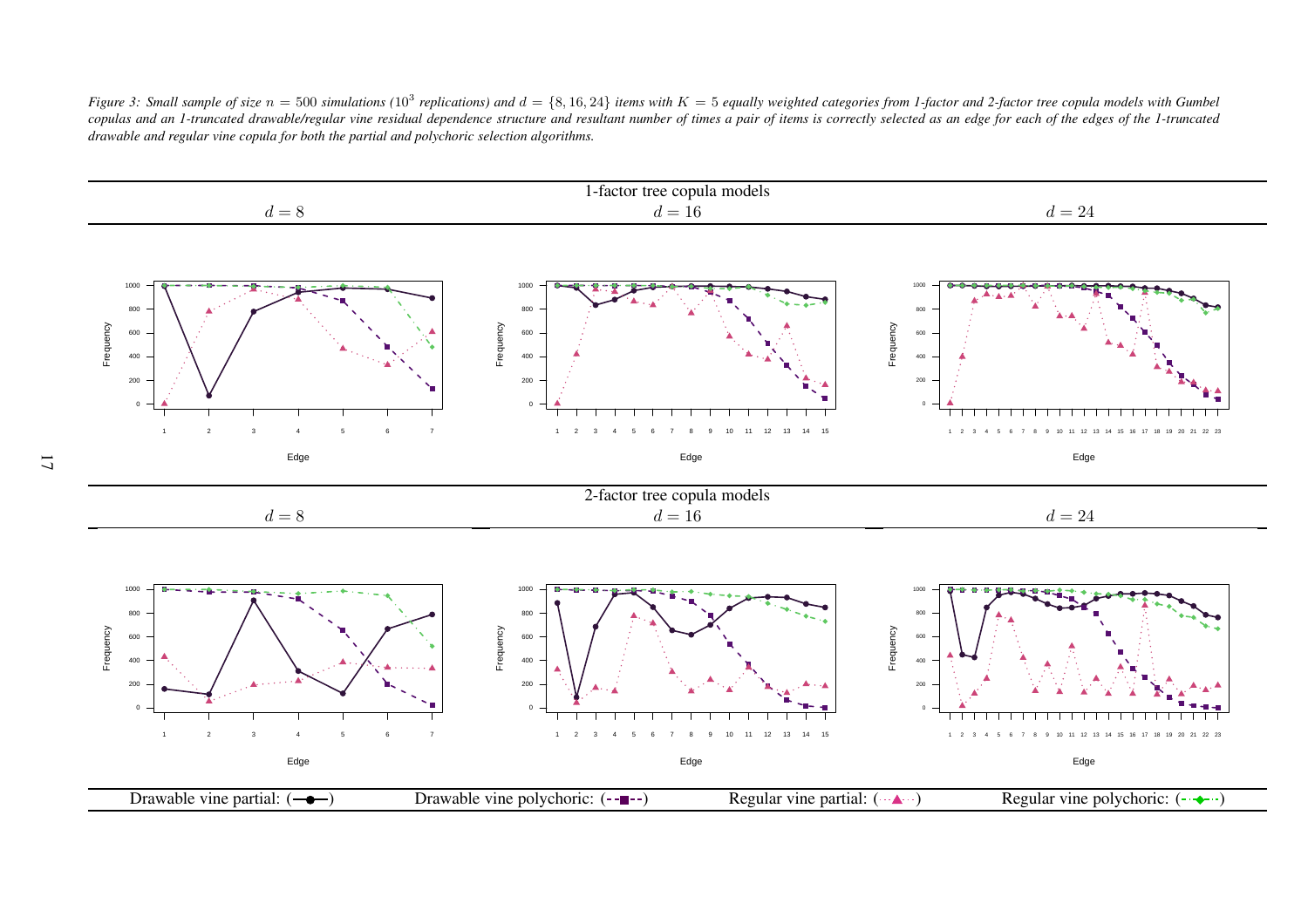*Figure 3: Small sample of size $n = 500$ simulations ($10^3$ replications) and $d = \{8, 16, 24\}$ items with $K = 5$ equally weighted categories from 1-factor and 2-factor tree copula models with Gumbel copulas and an 1-truncated drawable/regular vine residual dependence structure and resultant number of times a pair of items is correctly selected as an edge for each of the edges of the 1-truncated drawable and regular vine copula for both the partial and polychoric selection algorithms.*

| 1-factor tree copula models | | |
|---|---|---|
| $d = 8$ | $d = 16$ | $d = 24$ |

| 2-factor tree copula models | | |
|---|---|---|
| $d = 8$ | $d = 16$ | $d = 24$ |

Drawable vine partial: (—●—) Drawable vine polychoric: (--■--) Regular vine partial: (···▲···) Regular vine polychoric: (-·-◆-·-)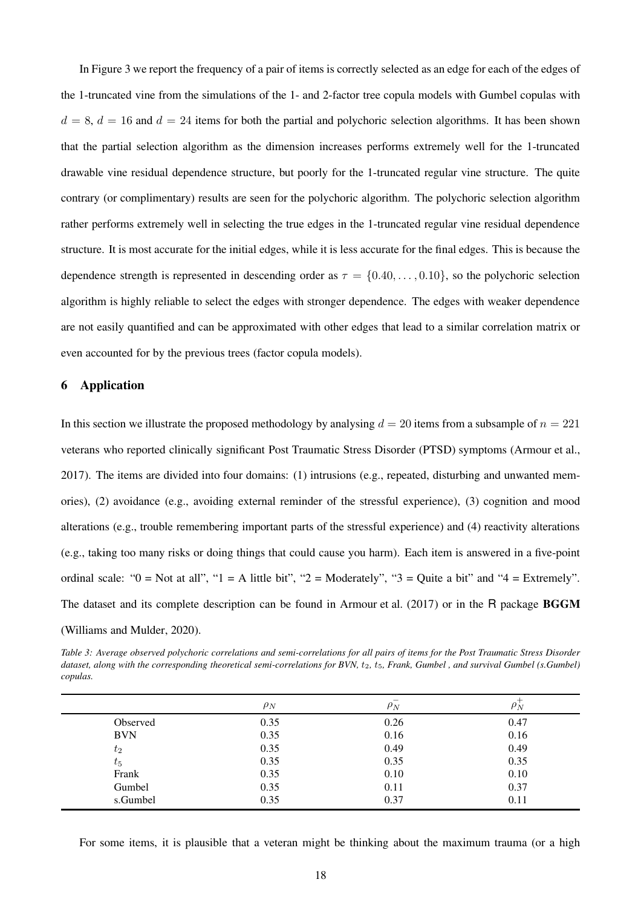In Figure 3 we report the frequency of a pair of items is correctly selected as an edge for each of the edges of the 1-truncated vine from the simulations of the 1- and 2-factor tree copula models with Gumbel copulas with $d = 8$, $d = 16$ and $d = 24$ items for both the partial and polychoric selection algorithms. It has been shown that the partial selection algorithm as the dimension increases performs extremely well for the 1-truncated drawable vine residual dependence structure, but poorly for the 1-truncated regular vine structure. The quite contrary (or complimentary) results are seen for the polychoric algorithm. The polychoric selection algorithm rather performs extremely well in selecting the true edges in the 1-truncated regular vine residual dependence structure. It is most accurate for the initial edges, while it is less accurate for the final edges. This is because the dependence strength is represented in descending order as $\tau = \{0.40, \ldots, 0.10\}$, so the polychoric selection algorithm is highly reliable to select the edges with stronger dependence. The edges with weaker dependence are not easily quantified and can be approximated with other edges that lead to a similar correlation matrix or even accounted for by the previous trees (factor copula models).

## 6 Application

In this section we illustrate the proposed methodology by analysing $d = 20$ items from a subsample of $n = 221$ veterans who reported clinically significant Post Traumatic Stress Disorder (PTSD) symptoms (Armour et al., 2017). The items are divided into four domains: (1) intrusions (e.g., repeated, disturbing and unwanted memories), (2) avoidance (e.g., avoiding external reminder of the stressful experience), (3) cognition and mood alterations (e.g., trouble remembering important parts of the stressful experience) and (4) reactivity alterations (e.g., taking too many risks or doing things that could cause you harm). Each item is answered in a five-point ordinal scale: "0 = Not at all", "1 = A little bit", "2 = Moderately", "3 = Quite a bit" and "4 = Extremely". The dataset and its complete description can be found in Armour et al. (2017) or in the R package **BGGM** (Williams and Mulder, 2020).

*Table 3: Average observed polychoric correlations and semi-correlations for all pairs of items for the Post Traumatic Stress Disorder dataset, along with the corresponding theoretical semi-correlations for BVN, $t_2$, $t_5$, Frank, Gumbel , and survival Gumbel (s.Gumbel) copulas.*

| | $\rho_N$ | $\rho_N^-$ | $\rho_N^+$ |
|---|---|---|---|
| Observed | 0.35 | 0.26 | 0.47 |
| BVN | 0.35 | 0.16 | 0.16 |
| $t_2$ | 0.35 | 0.49 | 0.49 |
| $t_5$ | 0.35 | 0.35 | 0.35 |
| Frank | 0.35 | 0.10 | 0.10 |
| Gumbel | 0.35 | 0.11 | 0.37 |
| s.Gumbel | 0.35 | 0.37 | 0.11 |

For some items, it is plausible that a veteran might be thinking about the maximum trauma (or a high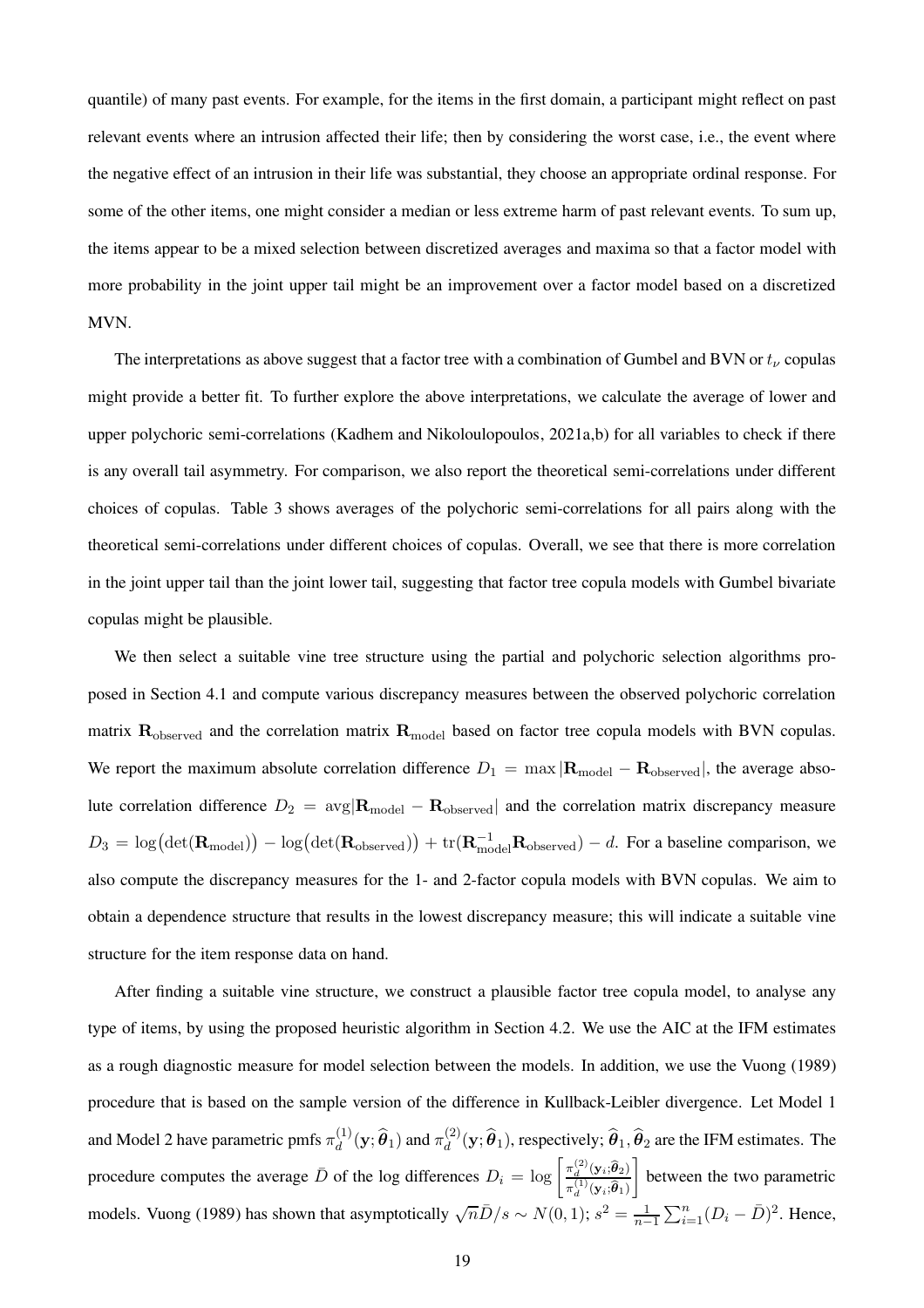quantile) of many past events. For example, for the items in the first domain, a participant might reflect on past relevant events where an intrusion affected their life; then by considering the worst case, i.e., the event where the negative effect of an intrusion in their life was substantial, they choose an appropriate ordinal response. For some of the other items, one might consider a median or less extreme harm of past relevant events. To sum up, the items appear to be a mixed selection between discretized averages and maxima so that a factor model with more probability in the joint upper tail might be an improvement over a factor model based on a discretized MVN.

The interpretations as above suggest that a factor tree with a combination of Gumbel and BVN or $t_\nu$ copulas might provide a better fit. To further explore the above interpretations, we calculate the average of lower and upper polychoric semi-correlations (Kadhem and Nikoloulopoulos, 2021a,b) for all variables to check if there is any overall tail asymmetry. For comparison, we also report the theoretical semi-correlations under different choices of copulas. Table 3 shows averages of the polychoric semi-correlations for all pairs along with the theoretical semi-correlations under different choices of copulas. Overall, we see that there is more correlation in the joint upper tail than the joint lower tail, suggesting that factor tree copula models with Gumbel bivariate copulas might be plausible.

We then select a suitable vine tree structure using the partial and polychoric selection algorithms proposed in Section 4.1 and compute various discrepancy measures between the observed polychoric correlation matrix $\mathbf{R}_{\text{observed}}$ and the correlation matrix $\mathbf{R}_{\text{model}}$ based on factor tree copula models with BVN copulas. We report the maximum absolute correlation difference $D_1 = \max|\mathbf{R}_{\text{model}} - \mathbf{R}_{\text{observed}}|$, the average absolute correlation difference $D_2 = \text{avg}|\mathbf{R}_{\text{model}} - \mathbf{R}_{\text{observed}}|$ and the correlation matrix discrepancy measure $D_3 = \log\big(\det(\mathbf{R}_{\text{model}})\big) - \log\big(\det(\mathbf{R}_{\text{observed}})\big) + \text{tr}(\mathbf{R}_{\text{model}}^{-1}\mathbf{R}_{\text{observed}}) - d$. For a baseline comparison, we also compute the discrepancy measures for the 1- and 2-factor copula models with BVN copulas. We aim to obtain a dependence structure that results in the lowest discrepancy measure; this will indicate a suitable vine structure for the item response data on hand.

After finding a suitable vine structure, we construct a plausible factor tree copula model, to analyse any type of items, by using the proposed heuristic algorithm in Section 4.2. We use the AIC at the IFM estimates as a rough diagnostic measure for model selection between the models. In addition, we use the Vuong (1989) procedure that is based on the sample version of the difference in Kullback-Leibler divergence. Let Model 1 and Model 2 have parametric pmfs $\pi_d^{(1)}(\mathbf{y};\widehat{\boldsymbol{\theta}}_1)$ and $\pi_d^{(2)}(\mathbf{y};\widehat{\boldsymbol{\theta}}_1)$, respectively; $\widehat{\boldsymbol{\theta}}_1, \widehat{\boldsymbol{\theta}}_2$ are the IFM estimates. The procedure computes the average $\bar{D}$ of the log differences $D_i = \log\left[\frac{\pi_d^{(2)}(\mathbf{y}_i;\widehat{\boldsymbol{\theta}}_2)}{\pi_d^{(1)}(\mathbf{y}_i;\widehat{\boldsymbol{\theta}}_1)}\right]$ between the two parametric models. Vuong (1989) has shown that asymptotically $\sqrt{n}\bar{D}/s \sim N(0,1)$; $s^2 = \frac{1}{n-1}\sum_{i=1}^{n}(D_i - \bar{D})^2$. Hence,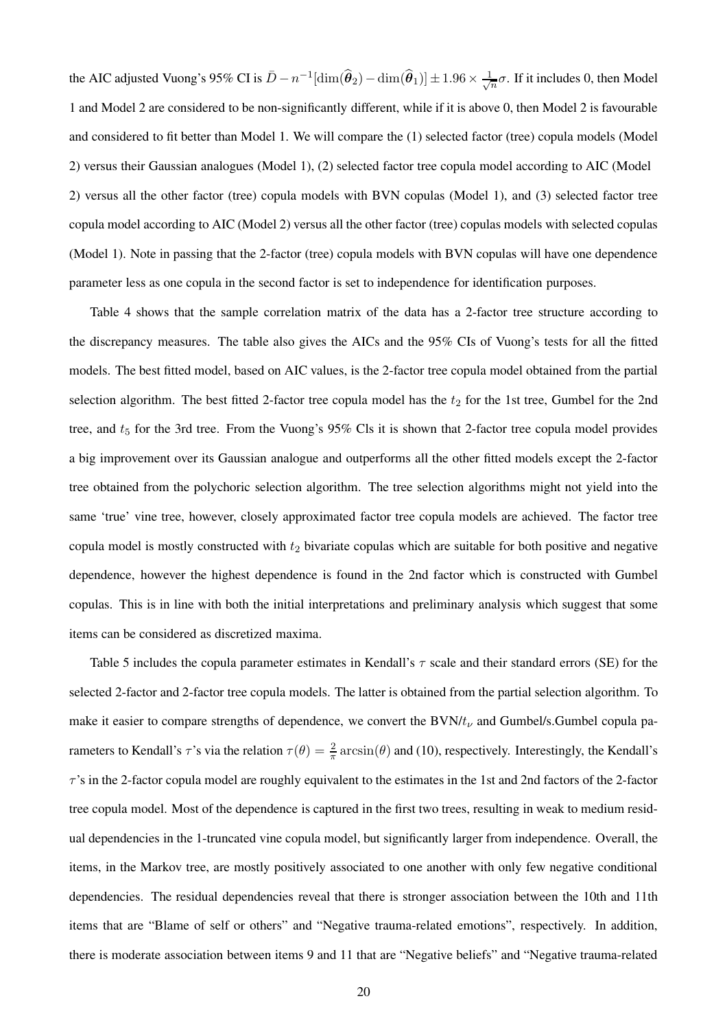the AIC adjusted Vuong's 95% CI is $\bar{D} - n^{-1}[\dim(\widehat{\boldsymbol{\theta}}_2) - \dim(\widehat{\boldsymbol{\theta}}_1)] \pm 1.96 \times \frac{1}{\sqrt{n}}\sigma$. If it includes 0, then Model 1 and Model 2 are considered to be non-significantly different, while if it is above 0, then Model 2 is favourable and considered to fit better than Model 1. We will compare the (1) selected factor (tree) copula models (Model 2) versus their Gaussian analogues (Model 1), (2) selected factor tree copula model according to AIC (Model 2) versus all the other factor (tree) copula models with BVN copulas (Model 1), and (3) selected factor tree copula model according to AIC (Model 2) versus all the other factor (tree) copulas models with selected copulas (Model 1). Note in passing that the 2-factor (tree) copula models with BVN copulas will have one dependence parameter less as one copula in the second factor is set to independence for identification purposes.

Table 4 shows that the sample correlation matrix of the data has a 2-factor tree structure according to the discrepancy measures. The table also gives the AICs and the 95% CIs of Vuong's tests for all the fitted models. The best fitted model, based on AIC values, is the 2-factor tree copula model obtained from the partial selection algorithm. The best fitted 2-factor tree copula model has the $t_2$ for the 1st tree, Gumbel for the 2nd tree, and $t_5$ for the 3rd tree. From the Vuong's 95% Cls it is shown that 2-factor tree copula model provides a big improvement over its Gaussian analogue and outperforms all the other fitted models except the 2-factor tree obtained from the polychoric selection algorithm. The tree selection algorithms might not yield into the same 'true' vine tree, however, closely approximated factor tree copula models are achieved. The factor tree copula model is mostly constructed with $t_2$ bivariate copulas which are suitable for both positive and negative dependence, however the highest dependence is found in the 2nd factor which is constructed with Gumbel copulas. This is in line with both the initial interpretations and preliminary analysis which suggest that some items can be considered as discretized maxima.

Table 5 includes the copula parameter estimates in Kendall's $\tau$ scale and their standard errors (SE) for the selected 2-factor and 2-factor tree copula models. The latter is obtained from the partial selection algorithm. To make it easier to compare strengths of dependence, we convert the BVN/$t_\nu$ and Gumbel/s.Gumbel copula parameters to Kendall's $\tau$'s via the relation $\tau(\theta) = \frac{2}{\pi}\arcsin(\theta)$ and (10), respectively. Interestingly, the Kendall's $\tau$'s in the 2-factor copula model are roughly equivalent to the estimates in the 1st and 2nd factors of the 2-factor tree copula model. Most of the dependence is captured in the first two trees, resulting in weak to medium residual dependencies in the 1-truncated vine copula model, but significantly larger from independence. Overall, the items, in the Markov tree, are mostly positively associated to one another with only few negative conditional dependencies. The residual dependencies reveal that there is stronger association between the 10th and 11th items that are "Blame of self or others" and "Negative trauma-related emotions", respectively. In addition, there is moderate association between items 9 and 11 that are "Negative beliefs" and "Negative trauma-related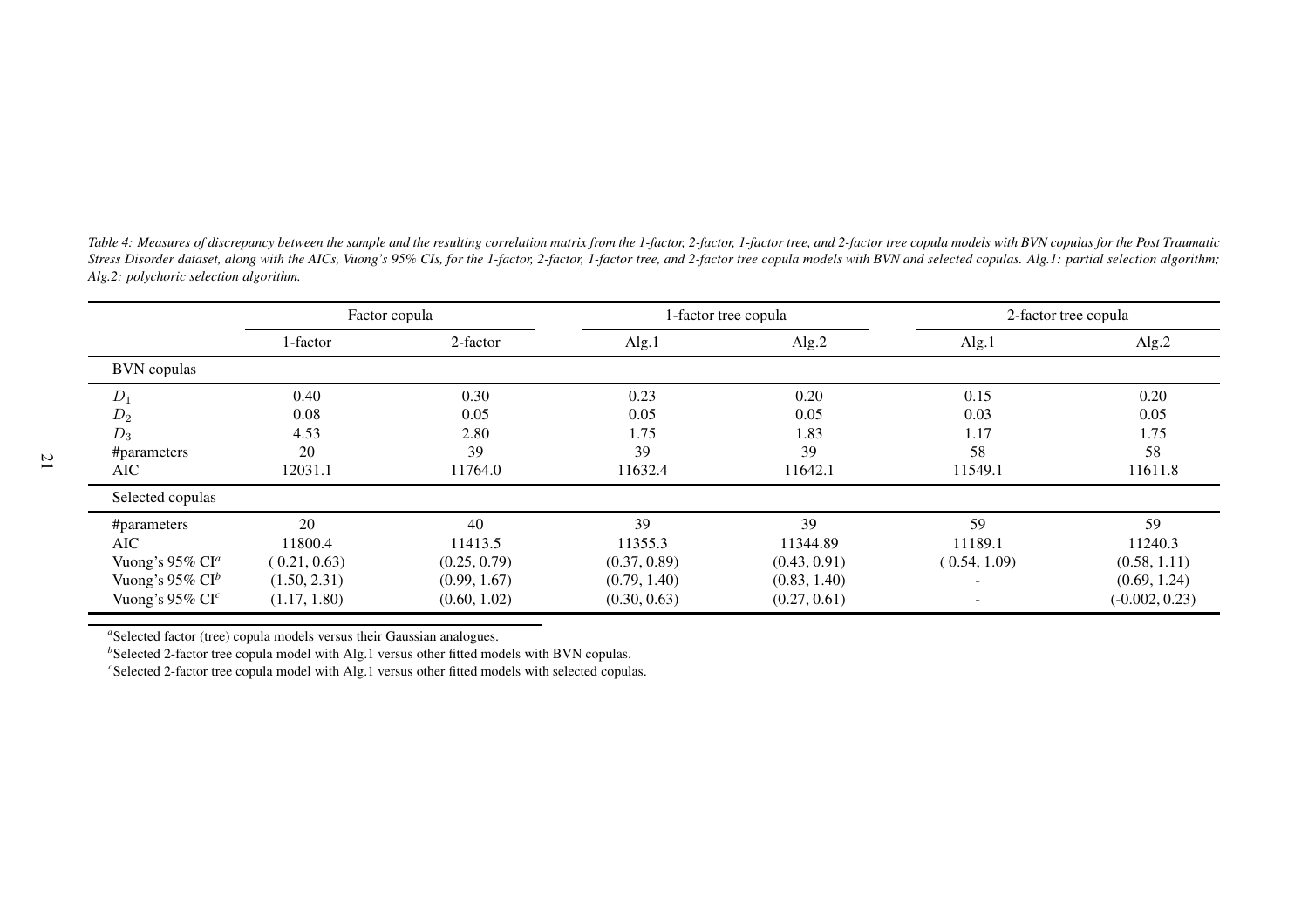*Table 4: Measures of discrepancy between the sample and the resulting correlation matrix from the 1-factor, 2-factor, 1-factor tree, and 2-factor tree copula models with BVN copulas for the Post Traumatic Stress Disorder dataset, along with the AICs, Vuong's 95% CIs, for the 1-factor, 2-factor, 1-factor tree, and 2-factor tree copula models with BVN and selected copulas. Alg.1: partial selection algorithm; Alg.2: polychoric selection algorithm.*

| | Factor copula | | 1-factor tree copula | | 2-factor tree copula | |
|---|---|---|---|---|---|---|
| | 1-factor | 2-factor | Alg.1 | Alg.2 | Alg.1 | Alg.2 |
| BVN copulas | | | | | | |
| $D_1$ | 0.40 | 0.30 | 0.23 | 0.20 | 0.15 | 0.20 |
| $D_2$ | 0.08 | 0.05 | 0.05 | 0.05 | 0.03 | 0.05 |
| $D_3$ | 4.53 | 2.80 | 1.75 | 1.83 | 1.17 | 1.75 |
| #parameters | 20 | 39 | 39 | 39 | 58 | 58 |
| AIC | 12031.1 | 11764.0 | 11632.4 | 11642.1 | 11549.1 | 11611.8 |
| Selected copulas | | | | | | |
| #parameters | 20 | 40 | 39 | 39 | 59 | 59 |
| AIC | 11800.4 | 11413.5 | 11355.3 | 11344.89 | 11189.1 | 11240.3 |
| Vuong's 95% CI[a] | ( 0.21, 0.63) | (0.25, 0.79) | (0.37, 0.89) | (0.43, 0.91) | ( 0.54, 1.09) | (0.58, 1.11) |
| Vuong's 95% CI[b] | (1.50, 2.31) | (0.99, 1.67) | (0.79, 1.40) | (0.83, 1.40) | - | (0.69, 1.24) |
| Vuong's 95% CI[c] | (1.17, 1.80) | (0.60, 1.02) | (0.30, 0.63) | (0.27, 0.61) | - | (-0.002, 0.23) |

[a]Selected factor (tree) copula models versus their Gaussian analogues.
[b]Selected 2-factor tree copula model with Alg.1 versus other fitted models with BVN copulas.
[c]Selected 2-factor tree copula model with Alg.1 versus other fitted models with selected copulas.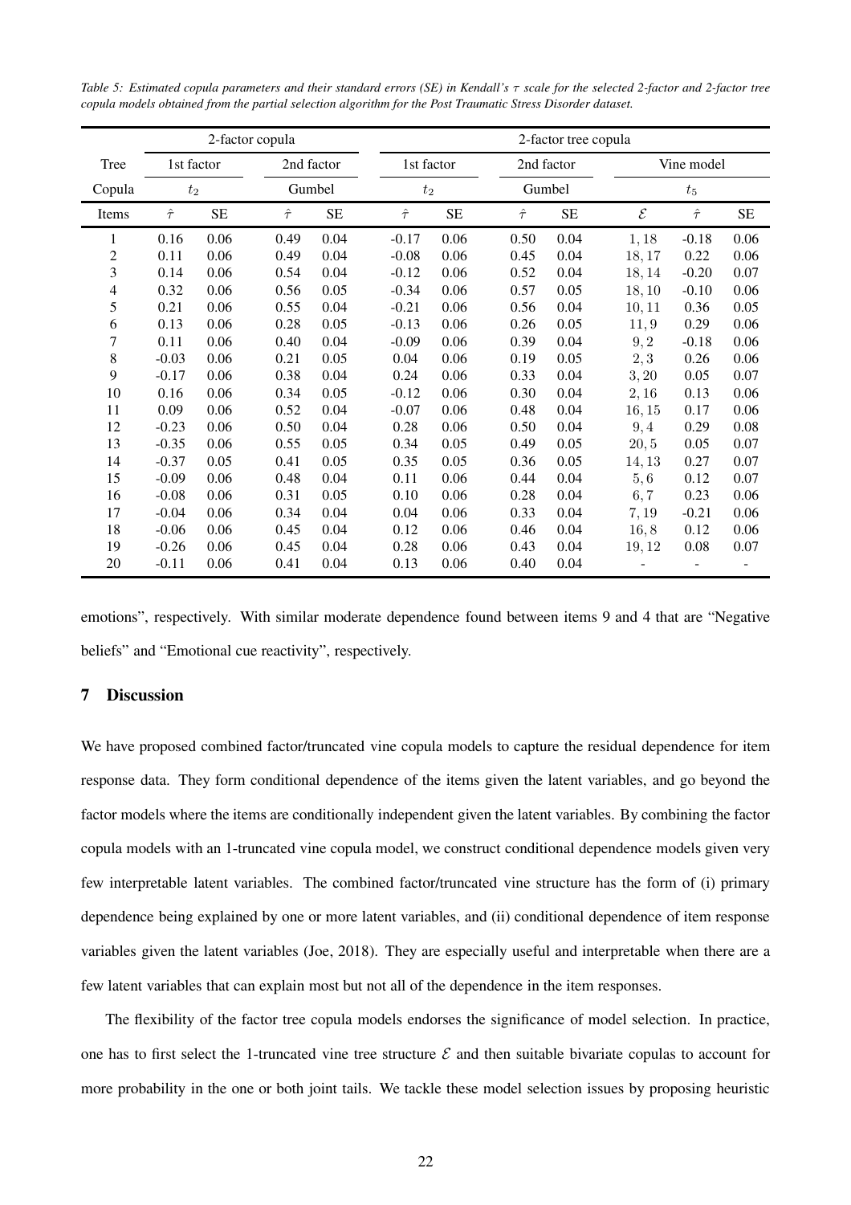*Table 5: Estimated copula parameters and their standard errors (SE) in Kendall's $\tau$ scale for the selected 2-factor and 2-factor tree copula models obtained from the partial selection algorithm for the Post Traumatic Stress Disorder dataset.*

| | 2-factor copula | | | | 2-factor tree copula | | | | | | |
|---|---|---|---|---|---|---|---|---|---|---|---|
| Tree | 1st factor | | 2nd factor | | 1st factor | | 2nd factor | | Vine model | | |
| Copula | $t_2$ | | Gumbel | | $t_2$ | | Gumbel | | $t_5$ | | |
| Items | $\hat{\tau}$ | SE | $\hat{\tau}$ | SE | $\hat{\tau}$ | SE | $\hat{\tau}$ | SE | $\mathcal{E}$ | $\hat{\tau}$ | SE |
| 1 | 0.16 | 0.06 | 0.49 | 0.04 | -0.17 | 0.06 | 0.50 | 0.04 | $1, 18$ | -0.18 | 0.06 |
| 2 | 0.11 | 0.06 | 0.49 | 0.04 | -0.08 | 0.06 | 0.45 | 0.04 | $18, 17$ | 0.22 | 0.06 |
| 3 | 0.14 | 0.06 | 0.54 | 0.04 | -0.12 | 0.06 | 0.52 | 0.04 | $18, 14$ | -0.20 | 0.07 |
| 4 | 0.32 | 0.06 | 0.56 | 0.05 | -0.34 | 0.06 | 0.57 | 0.05 | $18, 10$ | -0.10 | 0.06 |
| 5 | 0.21 | 0.06 | 0.55 | 0.04 | -0.21 | 0.06 | 0.56 | 0.04 | $10, 11$ | 0.36 | 0.05 |
| 6 | 0.13 | 0.06 | 0.28 | 0.05 | -0.13 | 0.06 | 0.26 | 0.05 | $11, 9$ | 0.29 | 0.06 |
| 7 | 0.11 | 0.06 | 0.40 | 0.04 | -0.09 | 0.06 | 0.39 | 0.04 | $9, 2$ | -0.18 | 0.06 |
| 8 | -0.03 | 0.06 | 0.21 | 0.05 | 0.04 | 0.06 | 0.19 | 0.05 | $2, 3$ | 0.26 | 0.06 |
| 9 | -0.17 | 0.06 | 0.38 | 0.04 | 0.24 | 0.06 | 0.33 | 0.04 | $3, 20$ | 0.05 | 0.07 |
| 10 | 0.16 | 0.06 | 0.34 | 0.05 | -0.12 | 0.06 | 0.30 | 0.04 | $2, 16$ | 0.13 | 0.06 |
| 11 | 0.09 | 0.06 | 0.52 | 0.04 | -0.07 | 0.06 | 0.48 | 0.04 | $16, 15$ | 0.17 | 0.06 |
| 12 | -0.23 | 0.06 | 0.50 | 0.04 | 0.28 | 0.06 | 0.50 | 0.04 | $9, 4$ | 0.29 | 0.08 |
| 13 | -0.35 | 0.06 | 0.55 | 0.05 | 0.34 | 0.05 | 0.49 | 0.05 | $20, 5$ | 0.05 | 0.07 |
| 14 | -0.37 | 0.05 | 0.41 | 0.05 | 0.35 | 0.05 | 0.36 | 0.05 | $14, 13$ | 0.27 | 0.07 |
| 15 | -0.09 | 0.06 | 0.48 | 0.04 | 0.11 | 0.06 | 0.44 | 0.04 | $5, 6$ | 0.12 | 0.07 |
| 16 | -0.08 | 0.06 | 0.31 | 0.05 | 0.10 | 0.06 | 0.28 | 0.04 | $6, 7$ | 0.23 | 0.06 |
| 17 | -0.04 | 0.06 | 0.34 | 0.04 | 0.04 | 0.06 | 0.33 | 0.04 | $7, 19$ | -0.21 | 0.06 |
| 18 | -0.06 | 0.06 | 0.45 | 0.04 | 0.12 | 0.06 | 0.46 | 0.04 | $16, 8$ | 0.12 | 0.06 |
| 19 | -0.26 | 0.06 | 0.45 | 0.04 | 0.28 | 0.06 | 0.43 | 0.04 | $19, 12$ | 0.08 | 0.07 |
| 20 | -0.11 | 0.06 | 0.41 | 0.04 | 0.13 | 0.06 | 0.40 | 0.04 | - | - | - |

emotions", respectively. With similar moderate dependence found between items 9 and 4 that are "Negative beliefs" and "Emotional cue reactivity", respectively.

## 7 Discussion

We have proposed combined factor/truncated vine copula models to capture the residual dependence for item response data. They form conditional dependence of the items given the latent variables, and go beyond the factor models where the items are conditionally independent given the latent variables. By combining the factor copula models with an 1-truncated vine copula model, we construct conditional dependence models given very few interpretable latent variables. The combined factor/truncated vine structure has the form of (i) primary dependence being explained by one or more latent variables, and (ii) conditional dependence of item response variables given the latent variables (Joe, 2018). They are especially useful and interpretable when there are a few latent variables that can explain most but not all of the dependence in the item responses.

The flexibility of the factor tree copula models endorses the significance of model selection. In practice, one has to first select the 1-truncated vine tree structure $\mathcal{E}$ and then suitable bivariate copulas to account for more probability in the one or both joint tails. We tackle these model selection issues by proposing heuristic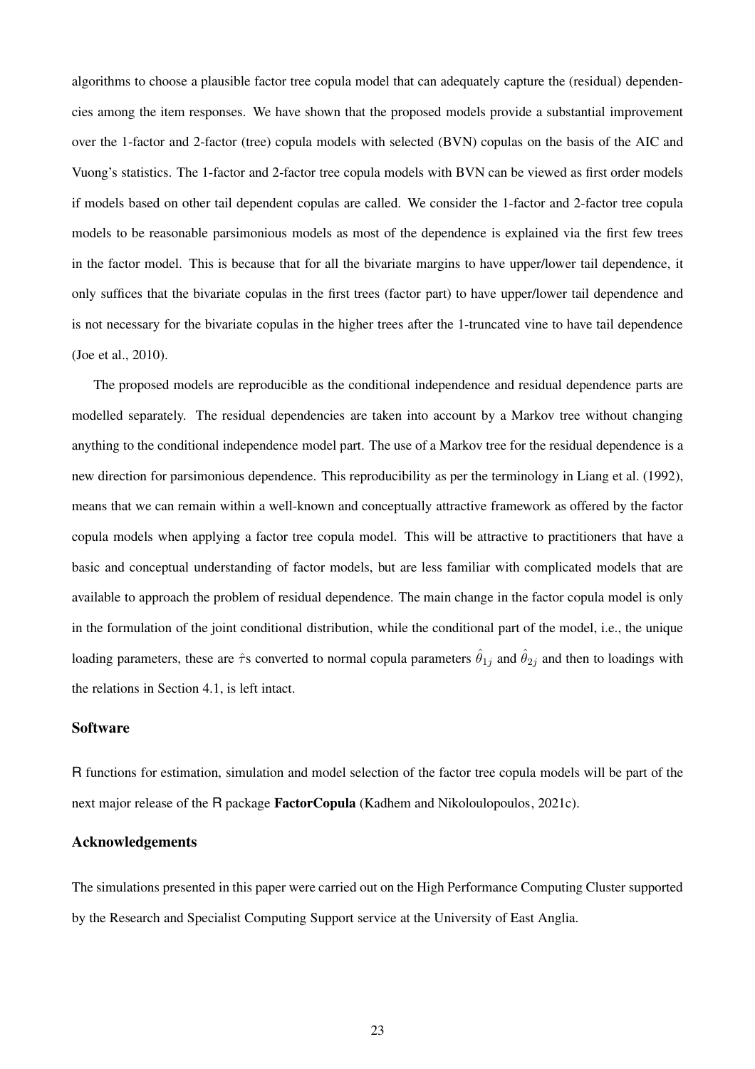algorithms to choose a plausible factor tree copula model that can adequately capture the (residual) dependencies among the item responses. We have shown that the proposed models provide a substantial improvement over the 1-factor and 2-factor (tree) copula models with selected (BVN) copulas on the basis of the AIC and Vuong's statistics. The 1-factor and 2-factor tree copula models with BVN can be viewed as first order models if models based on other tail dependent copulas are called. We consider the 1-factor and 2-factor tree copula models to be reasonable parsimonious models as most of the dependence is explained via the first few trees in the factor model. This is because that for all the bivariate margins to have upper/lower tail dependence, it only suffices that the bivariate copulas in the first trees (factor part) to have upper/lower tail dependence and is not necessary for the bivariate copulas in the higher trees after the 1-truncated vine to have tail dependence (Joe et al., 2010).

The proposed models are reproducible as the conditional independence and residual dependence parts are modelled separately. The residual dependencies are taken into account by a Markov tree without changing anything to the conditional independence model part. The use of a Markov tree for the residual dependence is a new direction for parsimonious dependence. This reproducibility as per the terminology in Liang et al. (1992), means that we can remain within a well-known and conceptually attractive framework as offered by the factor copula models when applying a factor tree copula model. This will be attractive to practitioners that have a basic and conceptual understanding of factor models, but are less familiar with complicated models that are available to approach the problem of residual dependence. The main change in the factor copula model is only in the formulation of the joint conditional distribution, while the conditional part of the model, i.e., the unique loading parameters, these are $\hat{\tau}$s converted to normal copula parameters $\hat{\theta}_{1j}$ and $\hat{\theta}_{2j}$ and then to loadings with the relations in Section 4.1, is left intact.

## Software

R functions for estimation, simulation and model selection of the factor tree copula models will be part of the next major release of the R package **FactorCopula** (Kadhem and Nikoloulopoulos, 2021c).

## Acknowledgements

The simulations presented in this paper were carried out on the High Performance Computing Cluster supported by the Research and Specialist Computing Support service at the University of East Anglia.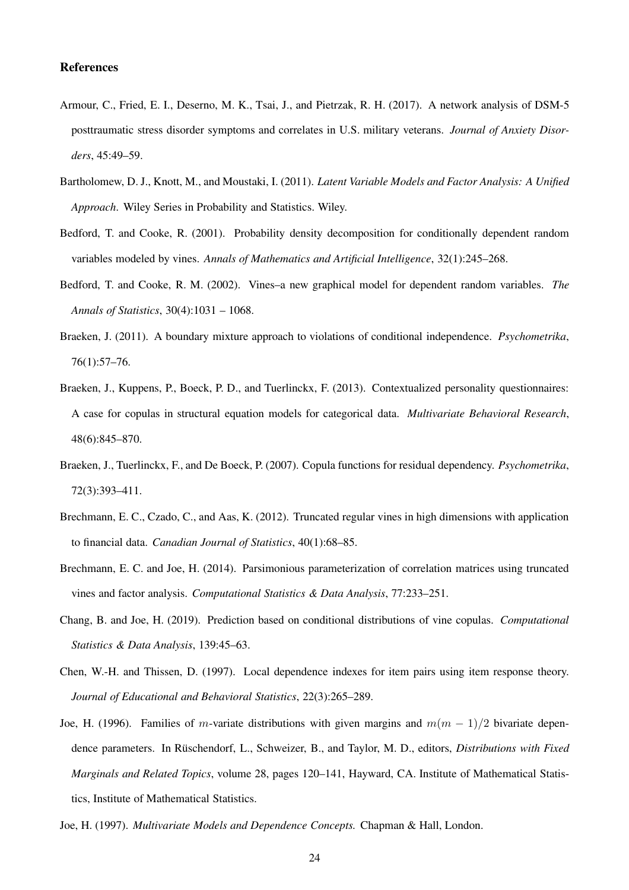### References

Armour, C., Fried, E. I., Deserno, M. K., Tsai, J., and Pietrzak, R. H. (2017). A network analysis of DSM-5 posttraumatic stress disorder symptoms and correlates in U.S. military veterans. *Journal of Anxiety Disorders*, 45:49–59.

Bartholomew, D. J., Knott, M., and Moustaki, I. (2011). *Latent Variable Models and Factor Analysis: A Unified Approach*. Wiley Series in Probability and Statistics. Wiley.

Bedford, T. and Cooke, R. (2001). Probability density decomposition for conditionally dependent random variables modeled by vines. *Annals of Mathematics and Artificial Intelligence*, 32(1):245–268.

Bedford, T. and Cooke, R. M. (2002). Vines–a new graphical model for dependent random variables. *The Annals of Statistics*, 30(4):1031 – 1068.

Braeken, J. (2011). A boundary mixture approach to violations of conditional independence. *Psychometrika*, 76(1):57–76.

Braeken, J., Kuppens, P., Boeck, P. D., and Tuerlinckx, F. (2013). Contextualized personality questionnaires: A case for copulas in structural equation models for categorical data. *Multivariate Behavioral Research*, 48(6):845–870.

Braeken, J., Tuerlinckx, F., and De Boeck, P. (2007). Copula functions for residual dependency. *Psychometrika*, 72(3):393–411.

Brechmann, E. C., Czado, C., and Aas, K. (2012). Truncated regular vines in high dimensions with application to financial data. *Canadian Journal of Statistics*, 40(1):68–85.

Brechmann, E. C. and Joe, H. (2014). Parsimonious parameterization of correlation matrices using truncated vines and factor analysis. *Computational Statistics & Data Analysis*, 77:233–251.

Chang, B. and Joe, H. (2019). Prediction based on conditional distributions of vine copulas. *Computational Statistics & Data Analysis*, 139:45–63.

Chen, W.-H. and Thissen, D. (1997). Local dependence indexes for item pairs using item response theory. *Journal of Educational and Behavioral Statistics*, 22(3):265–289.

Joe, H. (1996). Families of $m$-variate distributions with given margins and $m(m-1)/2$ bivariate dependence parameters. In Rüschendorf, L., Schweizer, B., and Taylor, M. D., editors, *Distributions with Fixed Marginals and Related Topics*, volume 28, pages 120–141, Hayward, CA. Institute of Mathematical Statistics, Institute of Mathematical Statistics.

Joe, H. (1997). *Multivariate Models and Dependence Concepts.* Chapman & Hall, London.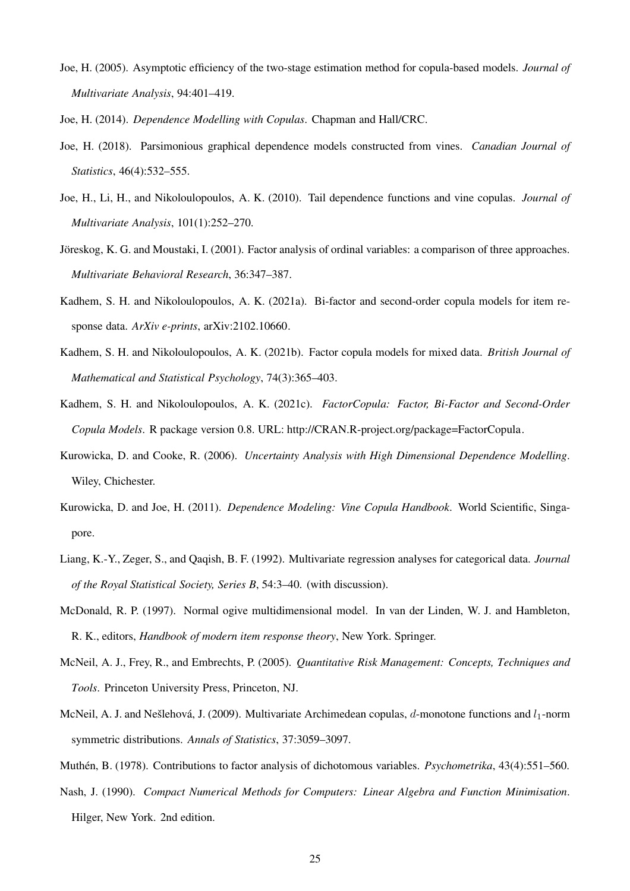Joe, H. (2005). Asymptotic efficiency of the two-stage estimation method for copula-based models. *Journal of Multivariate Analysis*, 94:401–419.

Joe, H. (2014). *Dependence Modelling with Copulas*. Chapman and Hall/CRC.

Joe, H. (2018). Parsimonious graphical dependence models constructed from vines. *Canadian Journal of Statistics*, 46(4):532–555.

Joe, H., Li, H., and Nikoloulopoulos, A. K. (2010). Tail dependence functions and vine copulas. *Journal of Multivariate Analysis*, 101(1):252–270.

Jöreskog, K. G. and Moustaki, I. (2001). Factor analysis of ordinal variables: a comparison of three approaches. *Multivariate Behavioral Research*, 36:347–387.

Kadhem, S. H. and Nikoloulopoulos, A. K. (2021a). Bi-factor and second-order copula models for item response data. *ArXiv e-prints*, arXiv:2102.10660.

Kadhem, S. H. and Nikoloulopoulos, A. K. (2021b). Factor copula models for mixed data. *British Journal of Mathematical and Statistical Psychology*, 74(3):365–403.

Kadhem, S. H. and Nikoloulopoulos, A. K. (2021c). *FactorCopula: Factor, Bi-Factor and Second-Order Copula Models*. R package version 0.8. URL: http://CRAN.R-project.org/package=FactorCopula.

Kurowicka, D. and Cooke, R. (2006). *Uncertainty Analysis with High Dimensional Dependence Modelling*. Wiley, Chichester.

Kurowicka, D. and Joe, H. (2011). *Dependence Modeling: Vine Copula Handbook*. World Scientific, Singapore.

Liang, K.-Y., Zeger, S., and Qaqish, B. F. (1992). Multivariate regression analyses for categorical data. *Journal of the Royal Statistical Society, Series B*, 54:3–40. (with discussion).

McDonald, R. P. (1997). Normal ogive multidimensional model. In van der Linden, W. J. and Hambleton, R. K., editors, *Handbook of modern item response theory*, New York. Springer.

McNeil, A. J., Frey, R., and Embrechts, P. (2005). *Quantitative Risk Management: Concepts, Techniques and Tools*. Princeton University Press, Princeton, NJ.

McNeil, A. J. and Nešlehová, J. (2009). Multivariate Archimedean copulas, $d$-monotone functions and $l_1$-norm symmetric distributions. *Annals of Statistics*, 37:3059–3097.

Muthén, B. (1978). Contributions to factor analysis of dichotomous variables. *Psychometrika*, 43(4):551–560.

Nash, J. (1990). *Compact Numerical Methods for Computers: Linear Algebra and Function Minimisation*. Hilger, New York. 2nd edition.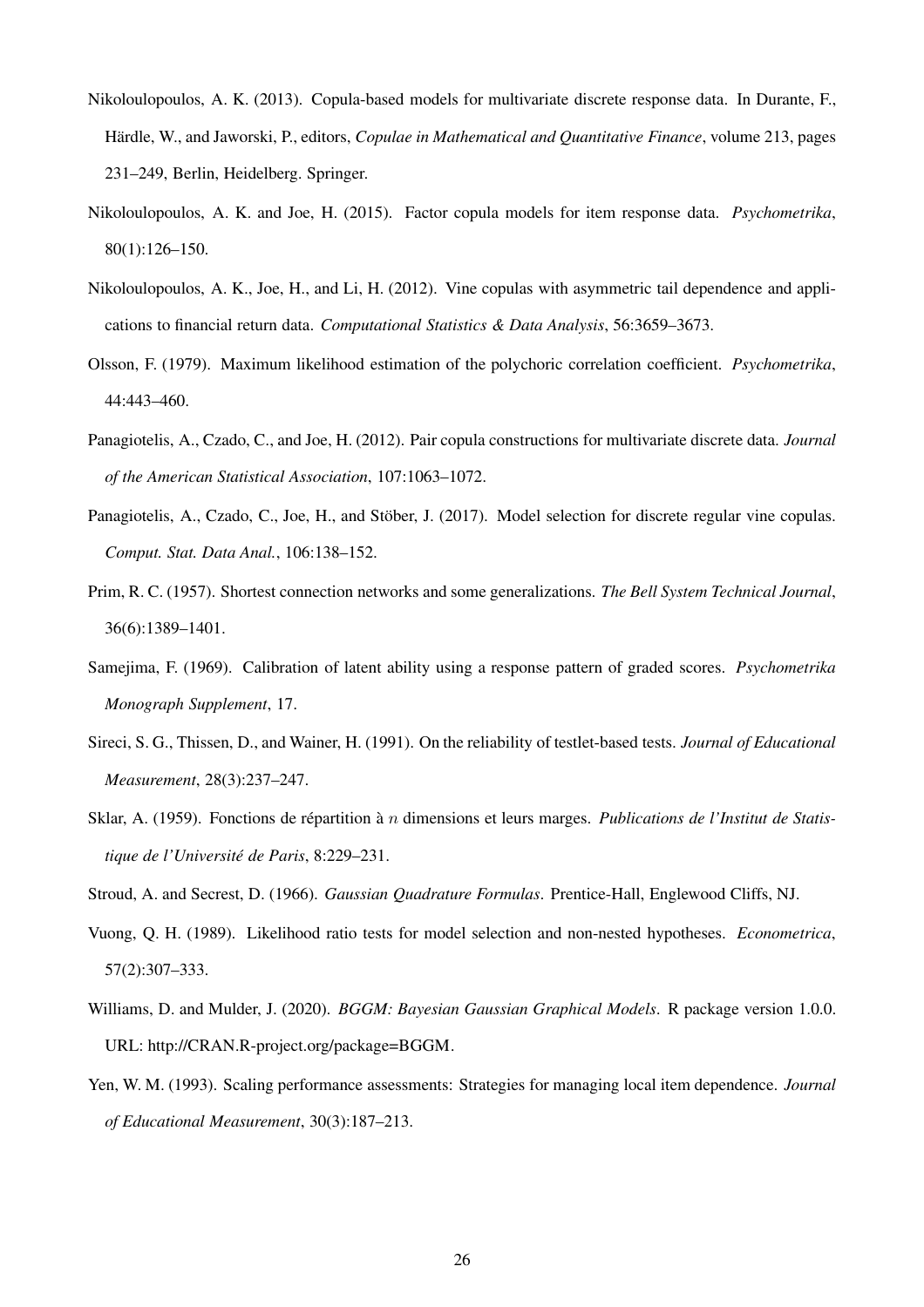Nikoloulopoulos, A. K. (2013). Copula-based models for multivariate discrete response data. In Durante, F., Härdle, W., and Jaworski, P., editors, *Copulae in Mathematical and Quantitative Finance*, volume 213, pages 231–249, Berlin, Heidelberg. Springer.

Nikoloulopoulos, A. K. and Joe, H. (2015). Factor copula models for item response data. *Psychometrika*, 80(1):126–150.

Nikoloulopoulos, A. K., Joe, H., and Li, H. (2012). Vine copulas with asymmetric tail dependence and applications to financial return data. *Computational Statistics & Data Analysis*, 56:3659–3673.

Olsson, F. (1979). Maximum likelihood estimation of the polychoric correlation coefficient. *Psychometrika*, 44:443–460.

Panagiotelis, A., Czado, C., and Joe, H. (2012). Pair copula constructions for multivariate discrete data. *Journal of the American Statistical Association*, 107:1063–1072.

Panagiotelis, A., Czado, C., Joe, H., and Stöber, J. (2017). Model selection for discrete regular vine copulas. *Comput. Stat. Data Anal.*, 106:138–152.

Prim, R. C. (1957). Shortest connection networks and some generalizations. *The Bell System Technical Journal*, 36(6):1389–1401.

Samejima, F. (1969). Calibration of latent ability using a response pattern of graded scores. *Psychometrika Monograph Supplement*, 17.

Sireci, S. G., Thissen, D., and Wainer, H. (1991). On the reliability of testlet-based tests. *Journal of Educational Measurement*, 28(3):237–247.

Sklar, A. (1959). Fonctions de répartition à $n$ dimensions et leurs marges. *Publications de l'Institut de Statistique de l'Université de Paris*, 8:229–231.

Stroud, A. and Secrest, D. (1966). *Gaussian Quadrature Formulas*. Prentice-Hall, Englewood Cliffs, NJ.

Vuong, Q. H. (1989). Likelihood ratio tests for model selection and non-nested hypotheses. *Econometrica*, 57(2):307–333.

Williams, D. and Mulder, J. (2020). *BGGM: Bayesian Gaussian Graphical Models*. R package version 1.0.0. URL: http://CRAN.R-project.org/package=BGGM.

Yen, W. M. (1993). Scaling performance assessments: Strategies for managing local item dependence. *Journal of Educational Measurement*, 30(3):187–213.